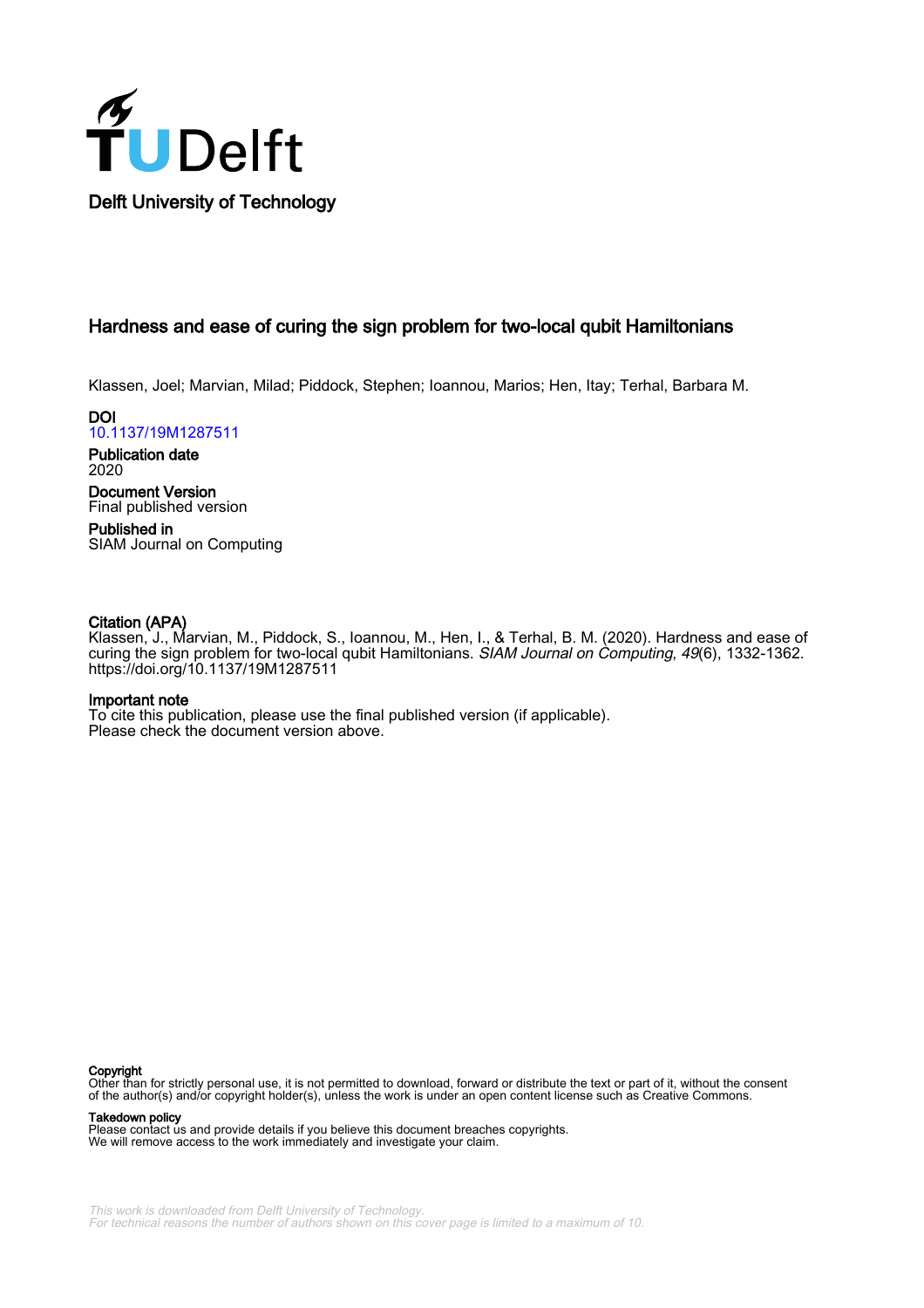Delft University of Technology

# Hardness and ease of curing the sign problem for two-local qubit Hamiltonians

Klassen, Joel; Marvian, Milad; Piddock, Stephen; Ioannou, Marios; Hen, Itay; Terhal, Barbara M.

**DOI**
10.1137/19M1287511

**Publication date**
2020

**Document Version**
Final published version

**Published in**
SIAM Journal on Computing

**Citation (APA)**
Klassen, J., Marvian, M., Piddock, S., Ioannou, M., Hen, I., & Terhal, B. M. (2020). Hardness and ease of curing the sign problem for two-local qubit Hamiltonians. *SIAM Journal on Computing*, *49*(6), 1332-1362. https://doi.org/10.1137/19M1287511

**Important note**
To cite this publication, please use the final published version (if applicable).
Please check the document version above.

**Copyright**
Other than for strictly personal use, it is not permitted to download, forward or distribute the text or part of it, without the consent of the author(s) and/or copyright holder(s), unless the work is under an open content license such as Creative Commons.

**Takedown policy**
Please contact us and provide details if you believe this document breaches copyrights.
We will remove access to the work immediately and investigate your claim.

This work is downloaded from Delft University of Technology.
For technical reasons the number of authors shown on this cover page is limited to a maximum of 10.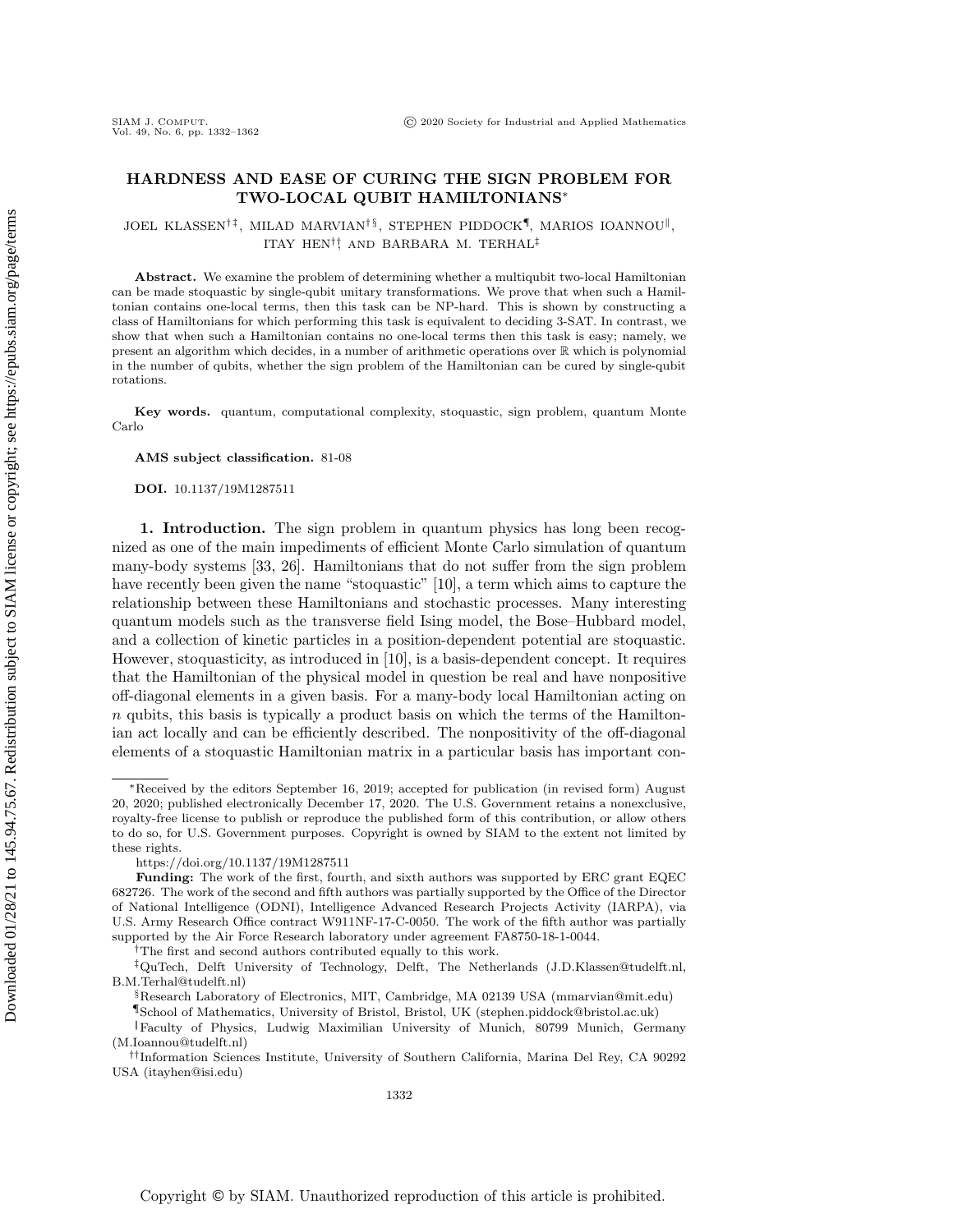# HARDNESS AND EASE OF CURING THE SIGN PROBLEM FOR TWO-LOCAL QUBIT HAMILTONIANS*

JOEL KLASSEN[†‡], MILAD MARVIAN[†§], STEPHEN PIDDOCK[¶], MARIOS IOANNOU[‖], ITAY HEN[††], AND BARBARA M. TERHAL[‡]

**Abstract.** We examine the problem of determining whether a multiqubit two-local Hamiltonian can be made stoquastic by single-qubit unitary transformations. We prove that when such a Hamiltonian contains one-local terms, then this task can be NP-hard. This is shown by constructing a class of Hamiltonians for which performing this task is equivalent to deciding 3-SAT. In contrast, we show that when such a Hamiltonian contains no one-local terms then this task is easy; namely, we present an algorithm which decides, in a number of arithmetic operations over $\mathbb{R}$ which is polynomial in the number of qubits, whether the sign problem of the Hamiltonian can be cured by single-qubit rotations.

**Key words.** quantum, computational complexity, stoquastic, sign problem, quantum Monte Carlo

**AMS subject classification.** 81-08

**DOI.** 10.1137/19M1287511

## 1. Introduction.

The sign problem in quantum physics has long been recognized as one of the main impediments of efficient Monte Carlo simulation of quantum many-body systems [33, 26]. Hamiltonians that do not suffer from the sign problem have recently been given the name "stoquastic" [10], a term which aims to capture the relationship between these Hamiltonians and stochastic processes. Many interesting quantum models such as the transverse field Ising model, the Bose–Hubbard model, and a collection of kinetic particles in a position-dependent potential are stoquastic. However, stoquasticity, as introduced in [10], is a basis-dependent concept. It requires that the Hamiltonian of the physical model in question be real and have nonpositive off-diagonal elements in a given basis. For a many-body local Hamiltonian acting on $n$ qubits, this basis is typically a product basis on which the terms of the Hamiltonian act locally and can be efficiently described. The nonpositivity of the off-diagonal elements of a stoquastic Hamiltonian matrix in a particular basis has important con-

---

*Received by the editors September 16, 2019; accepted for publication (in revised form) August 20, 2020; published electronically December 17, 2020. The U.S. Government retains a nonexclusive, royalty-free license to publish or reproduce the published form of this contribution, or allow others to do so, for U.S. Government purposes. Copyright is owned by SIAM to the extent not limited by these rights.

https://doi.org/10.1137/19M1287511

**Funding:** The work of the first, fourth, and sixth authors was supported by ERC grant EQEC 682726. The work of the second and fifth authors was partially supported by the Office of the Director of National Intelligence (ODNI), Intelligence Advanced Research Projects Activity (IARPA), via U.S. Army Research Office contract W911NF-17-C-0050. The work of the fifth author was partially supported by the Air Force Research laboratory under agreement FA8750-18-1-0044.

[†]The first and second authors contributed equally to this work.

[‡]QuTech, Delft University of Technology, Delft, The Netherlands (J.D.Klassen@tudelft.nl, B.M.Terhal@tudelft.nl)

[§]Research Laboratory of Electronics, MIT, Cambridge, MA 02139 USA (mmarvian@mit.edu)

[¶]School of Mathematics, University of Bristol, Bristol, UK (stephen.piddock@bristol.ac.uk)

[‖]Faculty of Physics, Ludwig Maximilian University of Munich, 80799 Munich, Germany (M.Ioannou@tudelft.nl)

[††]Information Sciences Institute, University of Southern California, Marina Del Rey, CA 90292 USA (itayhen@isi.edu)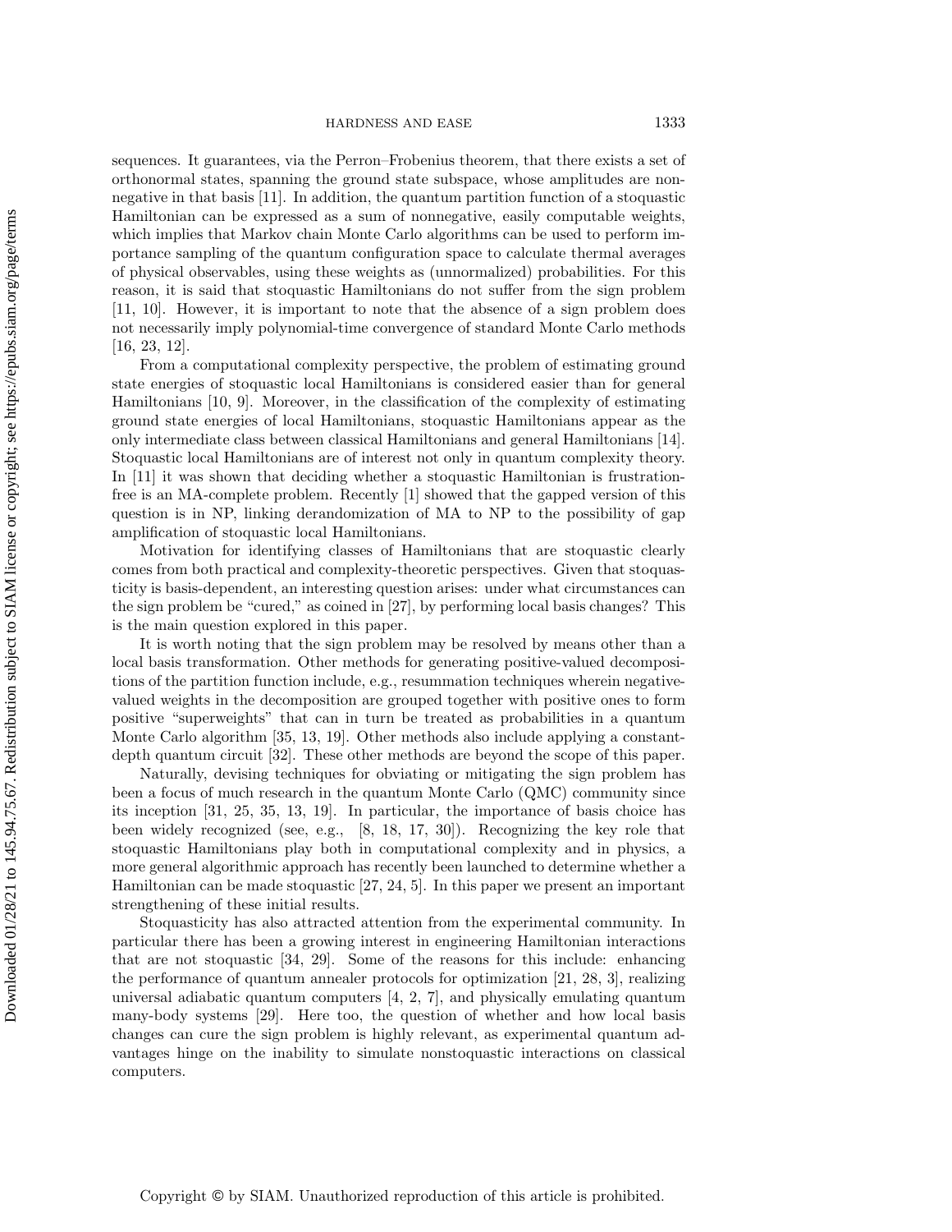sequences. It guarantees, via the Perron–Frobenius theorem, that there exists a set of orthonormal states, spanning the ground state subspace, whose amplitudes are nonnegative in that basis [11]. In addition, the quantum partition function of a stoquastic Hamiltonian can be expressed as a sum of nonnegative, easily computable weights, which implies that Markov chain Monte Carlo algorithms can be used to perform importance sampling of the quantum configuration space to calculate thermal averages of physical observables, using these weights as (unnormalized) probabilities. For this reason, it is said that stoquastic Hamiltonians do not suffer from the sign problem [11, 10]. However, it is important to note that the absence of a sign problem does not necessarily imply polynomial-time convergence of standard Monte Carlo methods [16, 23, 12].

From a computational complexity perspective, the problem of estimating ground state energies of stoquastic local Hamiltonians is considered easier than for general Hamiltonians [10, 9]. Moreover, in the classification of the complexity of estimating ground state energies of local Hamiltonians, stoquastic Hamiltonians appear as the only intermediate class between classical Hamiltonians and general Hamiltonians [14]. Stoquastic local Hamiltonians are of interest not only in quantum complexity theory. In [11] it was shown that deciding whether a stoquastic Hamiltonian is frustration-free is an MA-complete problem. Recently [1] showed that the gapped version of this question is in NP, linking derandomization of MA to NP to the possibility of gap amplification of stoquastic local Hamiltonians.

Motivation for identifying classes of Hamiltonians that are stoquastic clearly comes from both practical and complexity-theoretic perspectives. Given that stoquasticity is basis-dependent, an interesting question arises: under what circumstances can the sign problem be "cured," as coined in [27], by performing local basis changes? This is the main question explored in this paper.

It is worth noting that the sign problem may be resolved by means other than a local basis transformation. Other methods for generating positive-valued decompositions of the partition function include, e.g., resummation techniques wherein negative-valued weights in the decomposition are grouped together with positive ones to form positive "superweights" that can in turn be treated as probabilities in a quantum Monte Carlo algorithm [35, 13, 19]. Other methods also include applying a constant-depth quantum circuit [32]. These other methods are beyond the scope of this paper.

Naturally, devising techniques for obviating or mitigating the sign problem has been a focus of much research in the quantum Monte Carlo (QMC) community since its inception [31, 25, 35, 13, 19]. In particular, the importance of basis choice has been widely recognized (see, e.g., [8, 18, 17, 30]). Recognizing the key role that stoquastic Hamiltonians play both in computational complexity and in physics, a more general algorithmic approach has recently been launched to determine whether a Hamiltonian can be made stoquastic [27, 24, 5]. In this paper we present an important strengthening of these initial results.

Stoquasticity has also attracted attention from the experimental community. In particular there has been a growing interest in engineering Hamiltonian interactions that are not stoquastic [34, 29]. Some of the reasons for this include: enhancing the performance of quantum annealer protocols for optimization [21, 28, 3], realizing universal adiabatic quantum computers [4, 2, 7], and physically emulating quantum many-body systems [29]. Here too, the question of whether and how local basis changes can cure the sign problem is highly relevant, as experimental quantum advantages hinge on the inability to simulate nonstoquastic interactions on classical computers.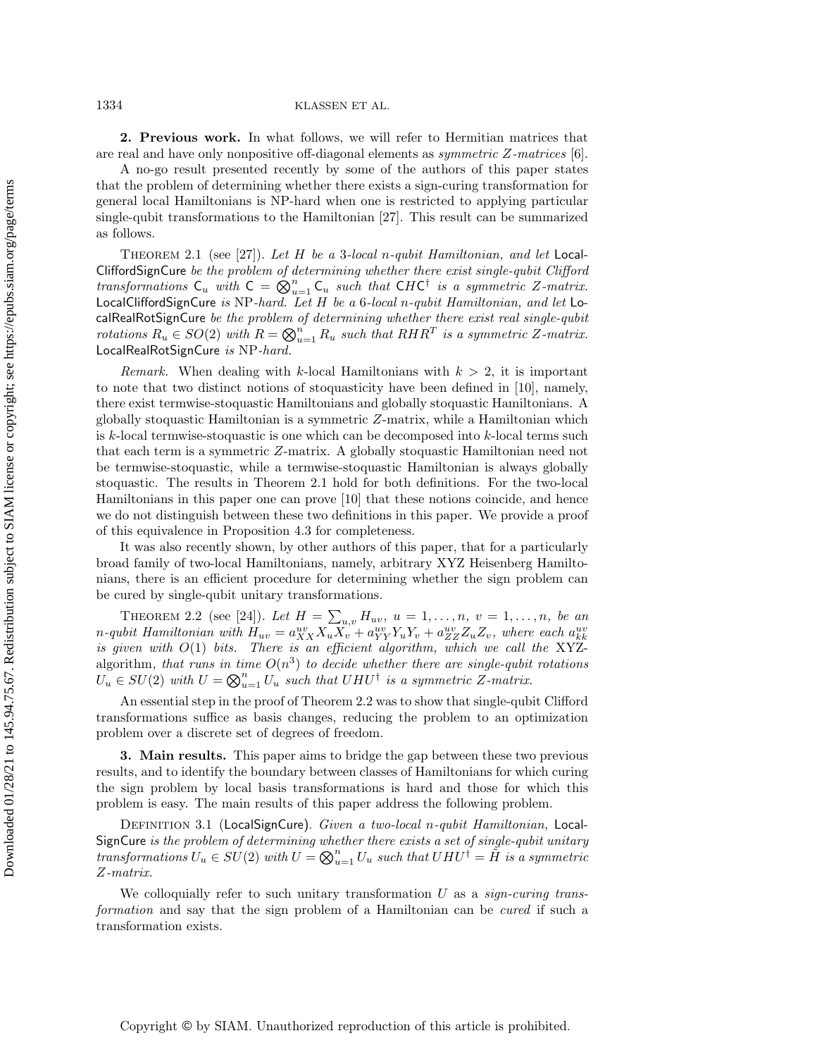**2. Previous work.** In what follows, we will refer to Hermitian matrices that are real and have only nonpositive off-diagonal elements as *symmetric Z-matrices* [6].

A no-go result presented recently by some of the authors of this paper states that the problem of determining whether there exists a sign-curing transformation for general local Hamiltonians is NP-hard when one is restricted to applying particular single-qubit transformations to the Hamiltonian [27]. This result can be summarized as follows.

Theorem 2.1 (see [27]). *Let $H$ be a 3-local $n$-qubit Hamiltonian, and let* LocalCliffordSignCure *be the problem of determining whether there exist single-qubit Clifford transformations $\mathsf{C}_u$ with $\mathsf{C} = \bigotimes_{u=1}^{n} \mathsf{C}_u$ such that $\mathsf{C}H\mathsf{C}^\dagger$ is a symmetric Z-matrix.* LocalCliffordSignCure *is* NP*-hard. Let $H$ be a 6-local $n$-qubit Hamiltonian, and let* LocalRealRotSignCure *be the problem of determining whether there exist real single-qubit rotations $R_u \in SO(2)$ with $R = \bigotimes_{u=1}^{n} R_u$ such that $RHR^T$ is a symmetric Z-matrix.* LocalRealRotSignCure *is* NP*-hard.*

*Remark.* When dealing with $k$-local Hamiltonians with $k > 2$, it is important to note that two distinct notions of stoquasticity have been defined in [10], namely, there exist termwise-stoquastic Hamiltonians and globally stoquastic Hamiltonians. A globally stoquastic Hamiltonian is a symmetric $Z$-matrix, while a Hamiltonian which is $k$-local termwise-stoquastic is one which can be decomposed into $k$-local terms such that each term is a symmetric $Z$-matrix. A globally stoquastic Hamiltonian need not be termwise-stoquastic, while a termwise-stoquastic Hamiltonian is always globally stoquastic. The results in Theorem 2.1 hold for both definitions. For the two-local Hamiltonians in this paper one can prove [10] that these notions coincide, and hence we do not distinguish between these two definitions in this paper. We provide a proof of this equivalence in Proposition 4.3 for completeness.

It was also recently shown, by other authors of this paper, that for a particularly broad family of two-local Hamiltonians, namely, arbitrary XYZ Heisenberg Hamiltonians, there is an efficient procedure for determining whether the sign problem can be cured by single-qubit unitary transformations.

Theorem 2.2 (see [24]). *Let $H = \sum_{u,v} H_{uv}$, $u = 1, \ldots, n$, $v = 1, \ldots, n$, be an $n$-qubit Hamiltonian with $H_{uv} = a_{XX}^{uv} X_u X_v + a_{YY}^{uv} Y_u Y_v + a_{ZZ}^{uv} Z_u Z_v$, where each $a_{kk}^{uv}$ is given with $O(1)$ bits. There is an efficient algorithm, which we call the* XYZ-algorithm*, that runs in time $O(n^3)$ to decide whether there are single-qubit rotations $U_u \in SU(2)$ with $U = \bigotimes_{u=1}^{n} U_u$ such that $UHU^\dagger$ is a symmetric Z-matrix.*

An essential step in the proof of Theorem 2.2 was to show that single-qubit Clifford transformations suffice as basis changes, reducing the problem to an optimization problem over a discrete set of degrees of freedom.

**3. Main results.** This paper aims to bridge the gap between these two previous results, and to identify the boundary between classes of Hamiltonians for which curing the sign problem by local basis transformations is hard and those for which this problem is easy. The main results of this paper address the following problem.

Definition 3.1 (LocalSignCure). *Given a two-local $n$-qubit Hamiltonian,* LocalSignCure *is the problem of determining whether there exists a set of single-qubit unitary transformations $U_u \in SU(2)$ with $U = \bigotimes_{u=1}^{n} U_u$ such that $UHU^\dagger = \tilde{H}$ is a symmetric Z-matrix.*

We colloquially refer to such unitary transformation $U$ as a *sign-curing transformation* and say that the sign problem of a Hamiltonian can be *cured* if such a transformation exists.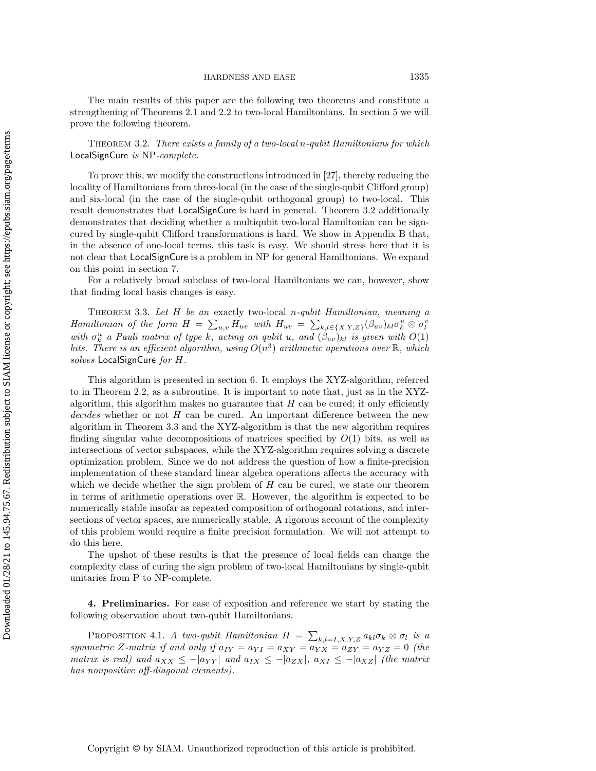The main results of this paper are the following two theorems and constitute a strengthening of Theorems 2.1 and 2.2 to two-local Hamiltonians. In section 5 we will prove the following theorem.

Theorem 3.2. *There exists a family of a two-local $n$-qubit Hamiltonians for which* LocalSignCure *is* NP*-complete.*

To prove this, we modify the constructions introduced in [27], thereby reducing the locality of Hamiltonians from three-local (in the case of the single-qubit Clifford group) and six-local (in the case of the single-qubit orthogonal group) to two-local. This result demonstrates that LocalSignCure is hard in general. Theorem 3.2 additionally demonstrates that deciding whether a multiqubit two-local Hamiltonian can be sign-cured by single-qubit Clifford transformations is hard. We show in Appendix B that, in the absence of one-local terms, this task is easy. We should stress here that it is not clear that LocalSignCure is a problem in NP for general Hamiltonians. We expand on this point in section 7.

For a relatively broad subclass of two-local Hamiltonians we can, however, show that finding local basis changes is easy.

Theorem 3.3. *Let $H$ be an* exactly two-local *$n$-qubit Hamiltonian, meaning a Hamiltonian of the form $H = \sum_{u,v} H_{uv}$ with $H_{uv} = \sum_{k,l\in\{X,Y,Z\}} (\beta_{uv})_{kl} \sigma_k^u \otimes \sigma_l^v$ with $\sigma_k^u$ a Pauli matrix of type $k$, acting on qubit $u$, and $(\beta_{uv})_{kl}$ is given with $O(1)$ bits. There is an efficient algorithm, using $O(n^3)$ arithmetic operations over $\mathbb{R}$, which solves* LocalSignCure *for $H$.*

This algorithm is presented in section 6. It employs the XYZ-algorithm, referred to in Theorem 2.2, as a subroutine. It is important to note that, just as in the XYZ-algorithm, this algorithm makes no guarantee that $H$ can be cured; it only efficiently *decides* whether or not $H$ can be cured. An important difference between the new algorithm in Theorem 3.3 and the XYZ-algorithm is that the new algorithm requires finding singular value decompositions of matrices specified by $O(1)$ bits, as well as intersections of vector subspaces, while the XYZ-algorithm requires solving a discrete optimization problem. Since we do not address the question of how a finite-precision implementation of these standard linear algebra operations affects the accuracy with which we decide whether the sign problem of $H$ can be cured, we state our theorem in terms of arithmetic operations over $\mathbb{R}$. However, the algorithm is expected to be numerically stable insofar as repeated composition of orthogonal rotations, and intersections of vector spaces, are numerically stable. A rigorous account of the complexity of this problem would require a finite precision formulation. We will not attempt to do this here.

The upshot of these results is that the presence of local fields can change the complexity class of curing the sign problem of two-local Hamiltonians by single-qubit unitaries from P to NP-complete.

## 4. Preliminaries.

For ease of exposition and reference we start by stating the following observation about two-qubit Hamiltonians.

Proposition 4.1. *A two-qubit Hamiltonian $H = \sum_{k,l=I,X,Y,Z} a_{kl} \sigma_k \otimes \sigma_l$ is a symmetric $Z$-matrix if and only if $a_{IY} = a_{YI} = a_{XY} = a_{YX} = a_{ZY} = a_{YZ} = 0$ (the matrix is real) and $a_{XX} \leq -|a_{YY}|$ and $a_{IX} \leq -|a_{ZX}|$, $a_{XI} \leq -|a_{XZ}|$ (the matrix has nonpositive off-diagonal elements).*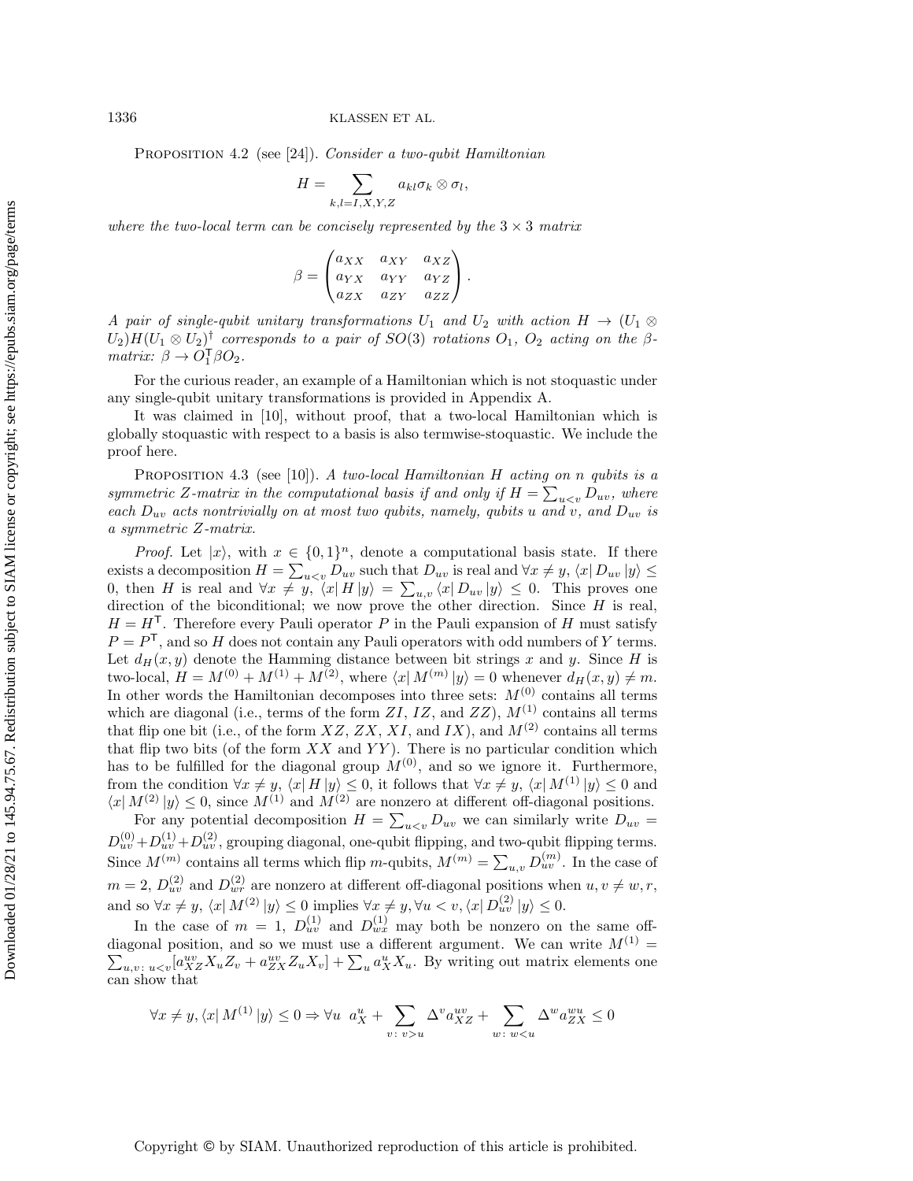Proposition 4.2 (see [24]). *Consider a two-qubit Hamiltonian*

$$H = \sum_{k,l=I,X,Y,Z} a_{kl} \sigma_k \otimes \sigma_l,$$

*where the two-local term can be concisely represented by the $3 \times 3$ matrix*

$$\beta = \begin{pmatrix} a_{XX} & a_{XY} & a_{XZ} \\ a_{YX} & a_{YY} & a_{YZ} \\ a_{ZX} & a_{ZY} & a_{ZZ} \end{pmatrix}.$$

*A pair of single-qubit unitary transformations $U_1$ and $U_2$ with action $H \to (U_1 \otimes U_2)H(U_1 \otimes U_2)^\dagger$ corresponds to a pair of $SO(3)$ rotations $O_1$, $O_2$ acting on the $\beta$-matrix: $\beta \to O_1^\mathsf{T} \beta O_2$.*

For the curious reader, an example of a Hamiltonian which is not stoquastic under any single-qubit unitary transformations is provided in Appendix A.

It was claimed in [10], without proof, that a two-local Hamiltonian which is globally stoquastic with respect to a basis is also termwise-stoquastic. We include the proof here.

Proposition 4.3 (see [10]). *A two-local Hamiltonian $H$ acting on $n$ qubits is a symmetric $Z$-matrix in the computational basis if and only if $H = \sum_{u<v} D_{uv}$, where each $D_{uv}$ acts nontrivially on at most two qubits, namely, qubits $u$ and $v$, and $D_{uv}$ is a symmetric $Z$-matrix.*

*Proof.* Let $|x\rangle$, with $x \in \{0,1\}^n$, denote a computational basis state. If there exists a decomposition $H = \sum_{u<v} D_{uv}$ such that $D_{uv}$ is real and $\forall x \neq y$, $\langle x| D_{uv} |y\rangle \leq 0$, then $H$ is real and $\forall x \neq y$, $\langle x| H |y\rangle = \sum_{u,v} \langle x| D_{uv} |y\rangle \leq 0$. This proves one direction of the biconditional; we now prove the other direction. Since $H$ is real, $H = H^\mathsf{T}$. Therefore every Pauli operator $P$ in the Pauli expansion of $H$ must satisfy $P = P^\mathsf{T}$, and so $H$ does not contain any Pauli operators with odd numbers of $Y$ terms. Let $d_H(x, y)$ denote the Hamming distance between bit strings $x$ and $y$. Since $H$ is two-local, $H = M^{(0)} + M^{(1)} + M^{(2)}$, where $\langle x| M^{(m)} |y\rangle = 0$ whenever $d_H(x, y) \neq m$. In other words the Hamiltonian decomposes into three sets: $M^{(0)}$ contains all terms which are diagonal (i.e., terms of the form $ZI$, $IZ$, and $ZZ$), $M^{(1)}$ contains all terms that flip one bit (i.e., of the form $XZ$, $ZX$, $XI$, and $IX$), and $M^{(2)}$ contains all terms that flip two bits (of the form $XX$ and $YY$). There is no particular condition which has to be fulfilled for the diagonal group $M^{(0)}$, and so we ignore it. Furthermore, from the condition $\forall x \neq y$, $\langle x| H |y\rangle \leq 0$, it follows that $\forall x \neq y$, $\langle x| M^{(1)} |y\rangle \leq 0$ and $\langle x| M^{(2)} |y\rangle \leq 0$, since $M^{(1)}$ and $M^{(2)}$ are nonzero at different off-diagonal positions.

For any potential decomposition $H = \sum_{u<v} D_{uv}$ we can similarly write $D_{uv} = D_{uv}^{(0)} + D_{uv}^{(1)} + D_{uv}^{(2)}$, grouping diagonal, one-qubit flipping, and two-qubit flipping terms. Since $M^{(m)}$ contains all terms which flip $m$-qubits, $M^{(m)} = \sum_{u,v} D_{uv}^{(m)}$. In the case of $m = 2$, $D_{uv}^{(2)}$ and $D_{wr}^{(2)}$ are nonzero at different off-diagonal positions when $u, v \neq w, r$, and so $\forall x \neq y$, $\langle x| M^{(2)} |y\rangle \leq 0$ implies $\forall x \neq y, \forall u < v, \langle x| D_{uv}^{(2)} |y\rangle \leq 0$.

In the case of $m = 1$, $D_{uv}^{(1)}$ and $D_{wx}^{(1)}$ may both be nonzero on the same off-diagonal position, and so we must use a different argument. We can write $M^{(1)} = \sum_{u,v:\, u<v} [a_{XZ}^{uv} X_u Z_v + a_{ZX}^{uv} Z_u X_v] + \sum_u a_X^u X_u$. By writing out matrix elements one can show that

$$\forall x \neq y, \langle x| M^{(1)} |y\rangle \leq 0 \Rightarrow \forall u \;\; a_X^u + \sum_{v:\, v>u} \Delta^v a_{XZ}^{uv} + \sum_{w:\, w<u} \Delta^w a_{ZX}^{wu} \leq 0$$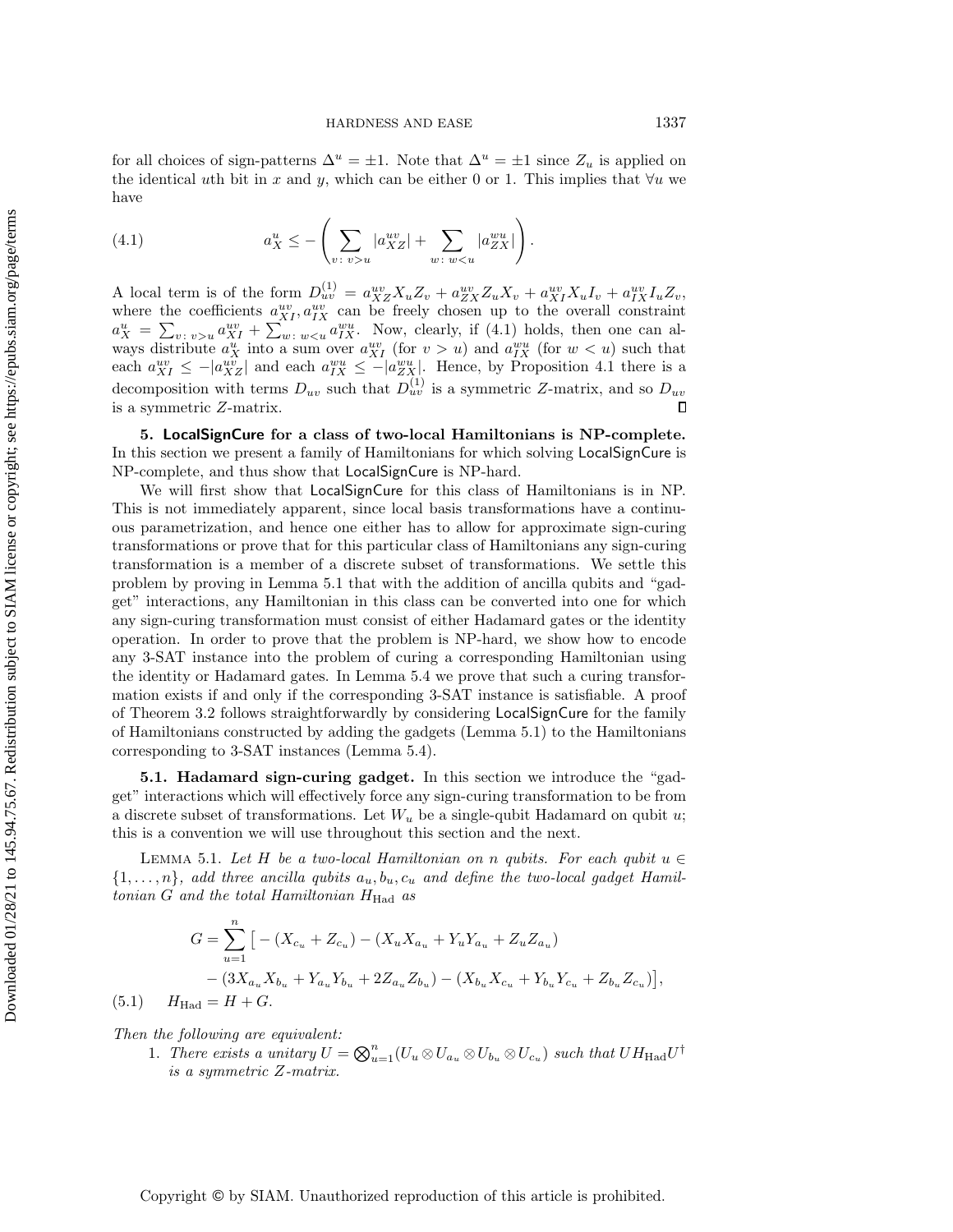for all choices of sign-patterns $\Delta^u = \pm 1$. Note that $\Delta^u = \pm 1$ since $Z_u$ is applied on the identical $u$th bit in $x$ and $y$, which can be either 0 or 1. This implies that $\forall u$ we have

$$a_X^u \leq -\left( \sum_{v\colon v>u} |a_{XZ}^{uv}| + \sum_{w\colon w<u} |a_{ZX}^{wu}| \right). \tag{4.1}$$

A local term is of the form $D_{uv}^{(1)} = a_{XZ}^{uv} X_u Z_v + a_{ZX}^{uv} Z_u X_v + a_{XI}^{uv} X_u I_v + a_{IX}^{uv} I_u Z_v$, where the coefficients $a_{XI}^{uv}, a_{IX}^{uv}$ can be freely chosen up to the overall constraint $a_X^u = \sum_{v\colon v>u} a_{XI}^{uv} + \sum_{w\colon w<u} a_{IX}^{wu}$. Now, clearly, if (4.1) holds, then one can always distribute $a_X^u$ into a sum over $a_{XI}^{uv}$ (for $v > u$) and $a_{IX}^{wu}$ (for $w < u$) such that each $a_{XI}^{uv} \leq -|a_{XZ}^{uv}|$ and each $a_{IX}^{wu} \leq -|a_{ZX}^{wu}|$. Hence, by Proposition 4.1 there is a decomposition with terms $D_{uv}$ such that $D_{uv}^{(1)}$ is a symmetric $Z$-matrix, and so $D_{uv}$ is a symmetric $Z$-matrix. ∎

## 5. LocalSignCure for a class of two-local Hamiltonians is NP-complete.

In this section we present a family of Hamiltonians for which solving LocalSignCure is NP-complete, and thus show that LocalSignCure is NP-hard.

We will first show that LocalSignCure for this class of Hamiltonians is in NP. This is not immediately apparent, since local basis transformations have a continuous parametrization, and hence one either has to allow for approximate sign-curing transformations or prove that for this particular class of Hamiltonians any sign-curing transformation is a member of a discrete subset of transformations. We settle this problem by proving in Lemma 5.1 that with the addition of ancilla qubits and "gadget" interactions, any Hamiltonian in this class can be converted into one for which any sign-curing transformation must consist of either Hadamard gates or the identity operation. In order to prove that the problem is NP-hard, we show how to encode any 3-SAT instance into the problem of curing a corresponding Hamiltonian using the identity or Hadamard gates. In Lemma 5.4 we prove that such a curing transformation exists if and only if the corresponding 3-SAT instance is satisfiable. A proof of Theorem 3.2 follows straightforwardly by considering LocalSignCure for the family of Hamiltonians constructed by adding the gadgets (Lemma 5.1) to the Hamiltonians corresponding to 3-SAT instances (Lemma 5.4).

### 5.1. Hadamard sign-curing gadget.

In this section we introduce the "gadget" interactions which will effectively force any sign-curing transformation to be from a discrete subset of transformations. Let $W_u$ be a single-qubit Hadamard on qubit $u$; this is a convention we will use throughout this section and the next.

LEMMA 5.1. *Let $H$ be a two-local Hamiltonian on $n$ qubits. For each qubit $u \in \{1, \ldots, n\}$, add three ancilla qubits $a_u, b_u, c_u$ and define the two-local gadget Hamiltonian $G$ and the total Hamiltonian $H_{\mathrm{Had}}$ as*

$$\begin{aligned} G = \sum_{u=1}^{n} \big[ &-(X_{c_u} + Z_{c_u}) - (X_u X_{a_u} + Y_u Y_{a_u} + Z_u Z_{a_u}) \\ &- (3X_{a_u} X_{b_u} + Y_{a_u} Y_{b_u} + 2Z_{a_u} Z_{b_u}) - (X_{b_u} X_{c_u} + Y_{b_u} Y_{c_u} + Z_{b_u} Z_{c_u}) \big], \end{aligned}$$

$$H_{\mathrm{Had}} = H + G. \tag{5.1}$$

*Then the following are equivalent:*

1. *There exists a unitary $U = \bigotimes_{u=1}^{n} (U_u \otimes U_{a_u} \otimes U_{b_u} \otimes U_{c_u})$ such that $U H_{\mathrm{Had}} U^\dagger$ is a symmetric $Z$-matrix.*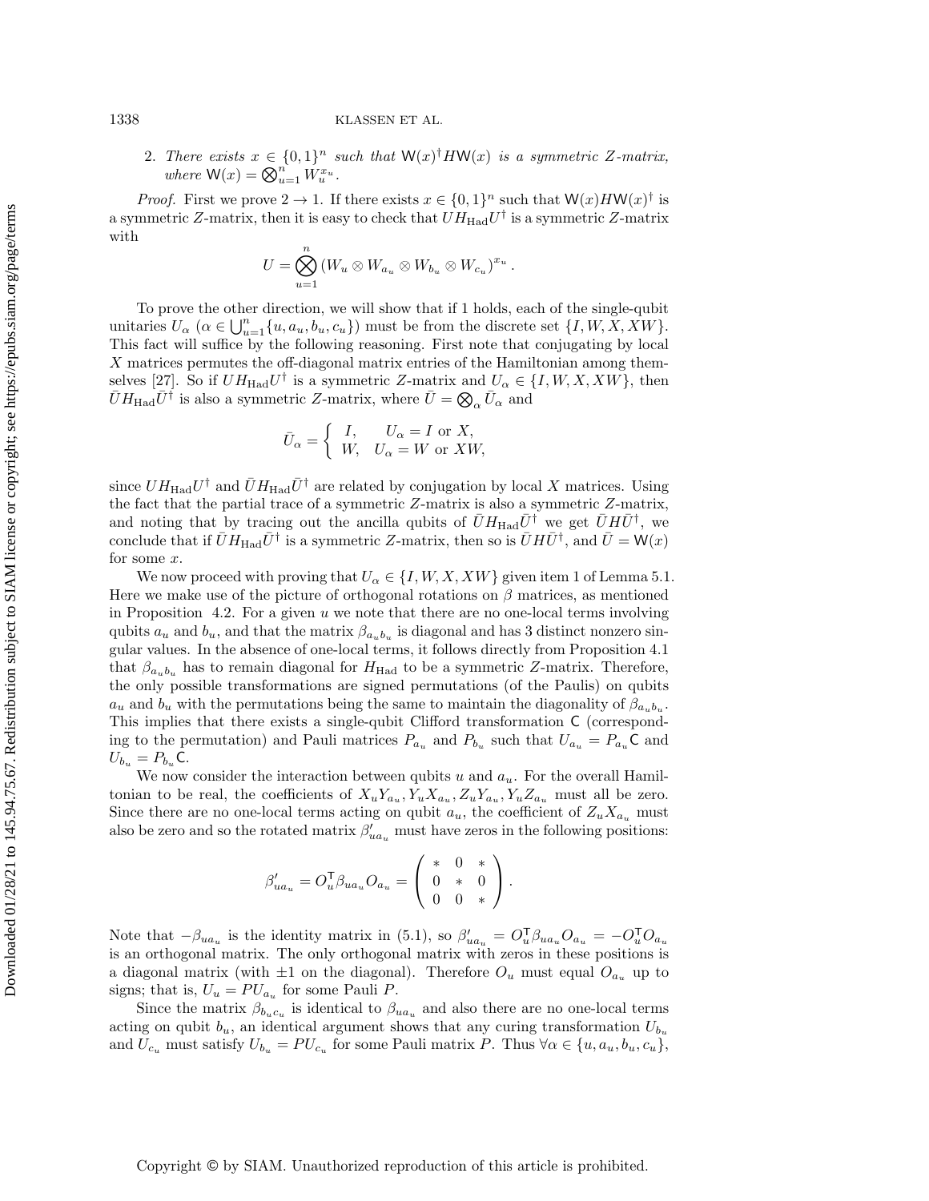2. *There exists $x \in \{0,1\}^n$ such that $\mathsf{W}(x)^\dagger H \mathsf{W}(x)$ is a symmetric Z-matrix, where $\mathsf{W}(x) = \bigotimes_{u=1}^n W_u^{x_u}$.*

*Proof.* First we prove $2 \to 1$. If there exists $x \in \{0,1\}^n$ such that $\mathsf{W}(x) H \mathsf{W}(x)^\dagger$ is a symmetric $Z$-matrix, then it is easy to check that $U H_{\text{Had}} U^\dagger$ is a symmetric $Z$-matrix with

$$U = \bigotimes_{u=1}^{n} \left(W_u \otimes W_{a_u} \otimes W_{b_u} \otimes W_{c_u}\right)^{x_u}.$$

To prove the other direction, we will show that if 1 holds, each of the single-qubit unitaries $U_\alpha$ ($\alpha \in \bigcup_{u=1}^n \{u, a_u, b_u, c_u\}$) must be from the discrete set $\{I, W, X, XW\}$. This fact will suffice by the following reasoning. First note that conjugating by local $X$ matrices permutes the off-diagonal matrix entries of the Hamiltonian among themselves [27]. So if $U H_{\text{Had}} U^\dagger$ is a symmetric $Z$-matrix and $U_\alpha \in \{I, W, X, XW\}$, then $\bar{U} H_{\text{Had}} \bar{U}^\dagger$ is also a symmetric $Z$-matrix, where $\bar{U} = \bigotimes_\alpha \bar{U}_\alpha$ and

$$\bar{U}_\alpha = \begin{cases} I, & U_\alpha = I \text{ or } X, \\ W, & U_\alpha = W \text{ or } XW, \end{cases}$$

since $U H_{\text{Had}} U^\dagger$ and $\bar{U} H_{\text{Had}} \bar{U}^\dagger$ are related by conjugation by local $X$ matrices. Using the fact that the partial trace of a symmetric $Z$-matrix is also a symmetric $Z$-matrix, and noting that by tracing out the ancilla qubits of $\bar{U} H_{\text{Had}} \bar{U}^\dagger$ we get $\bar{U} H \bar{U}^\dagger$, we conclude that if $\bar{U} H_{\text{Had}} \bar{U}^\dagger$ is a symmetric $Z$-matrix, then so is $\bar{U} H \bar{U}^\dagger$, and $\bar{U} = \mathsf{W}(x)$ for some $x$.

We now proceed with proving that $U_\alpha \in \{I, W, X, XW\}$ given item 1 of Lemma 5.1. Here we make use of the picture of orthogonal rotations on $\beta$ matrices, as mentioned in Proposition 4.2. For a given $u$ we note that there are no one-local terms involving qubits $a_u$ and $b_u$, and that the matrix $\beta_{a_u b_u}$ is diagonal and has 3 distinct nonzero singular values. In the absence of one-local terms, it follows directly from Proposition 4.1 that $\beta_{a_u b_u}$ has to remain diagonal for $H_{\text{Had}}$ to be a symmetric $Z$-matrix. Therefore, the only possible transformations are signed permutations (of the Paulis) on qubits $a_u$ and $b_u$ with the permutations being the same to maintain the diagonality of $\beta_{a_u b_u}$. This implies that there exists a single-qubit Clifford transformation $\mathsf{C}$ (corresponding to the permutation) and Pauli matrices $P_{a_u}$ and $P_{b_u}$ such that $U_{a_u} = P_{a_u}\mathsf{C}$ and $U_{b_u} = P_{b_u}\mathsf{C}$.

We now consider the interaction between qubits $u$ and $a_u$. For the overall Hamiltonian to be real, the coefficients of $X_u Y_{a_u}, Y_u X_{a_u}, Z_u Y_{a_u}, Y_u Z_{a_u}$ must all be zero. Since there are no one-local terms acting on qubit $a_u$, the coefficient of $Z_u X_{a_u}$ must also be zero and so the rotated matrix $\beta'_{u a_u}$ must have zeros in the following positions:

$$\beta'_{u a_u} = O_u^{\mathsf{T}} \beta_{u a_u} O_{a_u} = \begin{pmatrix} * & 0 & * \\ 0 & * & 0 \\ 0 & 0 & * \end{pmatrix}.$$

Note that $-\beta_{u a_u}$ is the identity matrix in (5.1), so $\beta'_{u a_u} = O_u^{\mathsf{T}} \beta_{u a_u} O_{a_u} = -O_u^{\mathsf{T}} O_{a_u}$ is an orthogonal matrix. The only orthogonal matrix with zeros in these positions is a diagonal matrix (with $\pm 1$ on the diagonal). Therefore $O_u$ must equal $O_{a_u}$ up to signs; that is, $U_u = P U_{a_u}$ for some Pauli $P$.

Since the matrix $\beta_{b_u c_u}$ is identical to $\beta_{u a_u}$ and also there are no one-local terms acting on qubit $b_u$, an identical argument shows that any curing transformation $U_{b_u}$ and $U_{c_u}$ must satisfy $U_{b_u} = P U_{c_u}$ for some Pauli matrix $P$. Thus $\forall \alpha \in \{u, a_u, b_u, c_u\}$,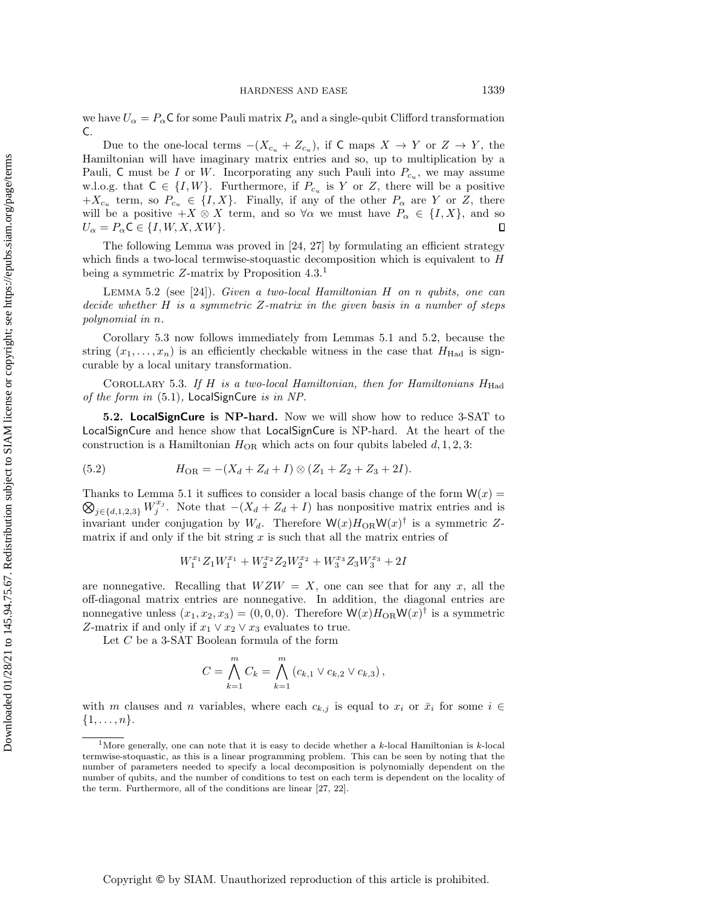we have $U_\alpha = P_\alpha \mathsf{C}$ for some Pauli matrix $P_\alpha$ and a single-qubit Clifford transformation $\mathsf{C}$.

Due to the one-local terms $-(X_{c_u} + Z_{c_u})$, if $\mathsf{C}$ maps $X \to Y$ or $Z \to Y$, the Hamiltonian will have imaginary matrix entries and so, up to multiplication by a Pauli, $\mathsf{C}$ must be $I$ or $W$. Incorporating any such Pauli into $P_{c_u}$, we may assume w.l.o.g. that $\mathsf{C} \in \{I, W\}$. Furthermore, if $P_{c_u}$ is $Y$ or $Z$, there will be a positive $+X_{c_u}$ term, so $P_{c_u} \in \{I, X\}$. Finally, if any of the other $P_\alpha$ are $Y$ or $Z$, there will be a positive $+X \otimes X$ term, and so $\forall \alpha$ we must have $P_\alpha \in \{I, X\}$, and so $U_\alpha = P_\alpha \mathsf{C} \in \{I, W, X, XW\}$. ◻

The following Lemma was proved in [24, 27] by formulating an efficient strategy which finds a two-local termwise-stoquastic decomposition which is equivalent to $H$ being a symmetric $Z$-matrix by Proposition 4.3.[1]

Lemma 5.2 (see [24]). *Given a two-local Hamiltonian $H$ on $n$ qubits, one can decide whether $H$ is a symmetric $Z$-matrix in the given basis in a number of steps polynomial in $n$.*

Corollary 5.3 now follows immediately from Lemmas 5.1 and 5.2, because the string $(x_1, \ldots, x_n)$ is an efficiently checkable witness in the case that $H_{\text{Had}}$ is sign-curable by a local unitary transformation.

Corollary 5.3. *If $H$ is a two-local Hamiltonian, then for Hamiltonians $H_{\text{Had}}$ of the form in* (5.1), LocalSignCure *is in NP.*

**5.2. LocalSignCure is NP-hard.** Now we will show how to reduce 3-SAT to LocalSignCure and hence show that LocalSignCure is NP-hard. At the heart of the construction is a Hamiltonian $H_{\text{OR}}$ which acts on four qubits labeled $d, 1, 2, 3$:

$$H_{\text{OR}} = -(X_d + Z_d + I) \otimes (Z_1 + Z_2 + Z_3 + 2I). \tag{5.2}$$

Thanks to Lemma 5.1 it suffices to consider a local basis change of the form $\mathsf{W}(x) = \bigotimes_{j \in \{d,1,2,3\}} W_j^{x_j}$. Note that $-(X_d + Z_d + I)$ has nonpositive matrix entries and is invariant under conjugation by $W_d$. Therefore $\mathsf{W}(x) H_{\text{OR}} \mathsf{W}(x)^\dagger$ is a symmetric $Z$-matrix if and only if the bit string $x$ is such that all the matrix entries of

$$W_1^{x_1} Z_1 W_1^{x_1} + W_2^{x_2} Z_2 W_2^{x_2} + W_3^{x_3} Z_3 W_3^{x_3} + 2I$$

are nonnegative. Recalling that $WZW = X$, one can see that for any $x$, all the off-diagonal matrix entries are nonnegative. In addition, the diagonal entries are nonnegative unless $(x_1, x_2, x_3) = (0, 0, 0)$. Therefore $\mathsf{W}(x) H_{\text{OR}} \mathsf{W}(x)^\dagger$ is a symmetric $Z$-matrix if and only if $x_1 \vee x_2 \vee x_3$ evaluates to true.

Let $C$ be a 3-SAT Boolean formula of the form

$$C = \bigwedge_{k=1}^{m} C_k = \bigwedge_{k=1}^{m} (c_{k,1} \vee c_{k,2} \vee c_{k,3}),$$

with $m$ clauses and $n$ variables, where each $c_{k,j}$ is equal to $x_i$ or $\bar{x}_i$ for some $i \in \{1, \ldots, n\}$.

[1] More generally, one can note that it is easy to decide whether a $k$-local Hamiltonian is $k$-local termwise-stoquastic, as this is a linear programming problem. This can be seen by noting that the number of parameters needed to specify a local decomposition is polynomially dependent on the number of qubits, and the number of conditions to test on each term is dependent on the locality of the term. Furthermore, all of the conditions are linear [27, 22].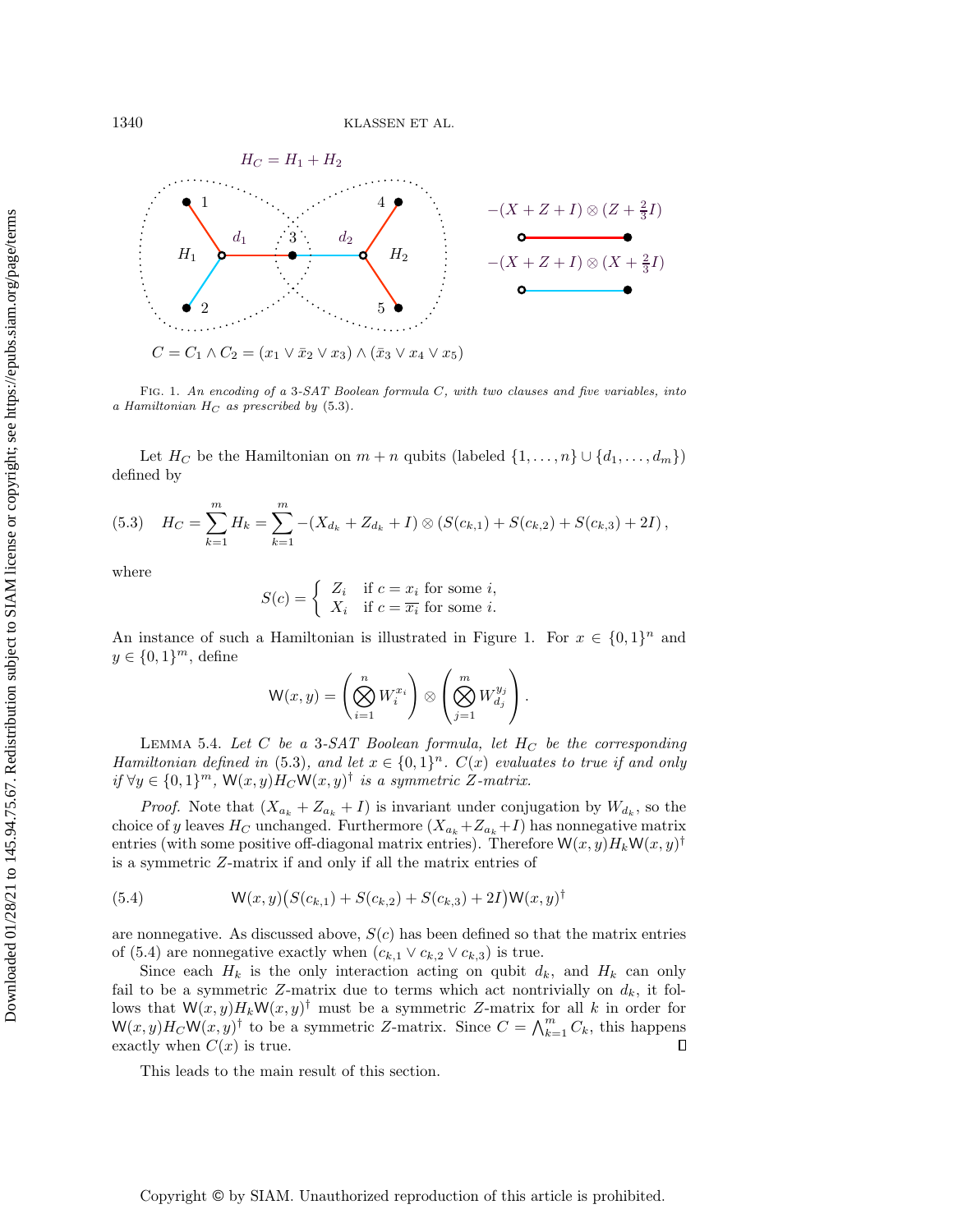Fig. 1. *An encoding of a 3-SAT Boolean formula $C$, with two clauses and five variables, into a Hamiltonian $H_C$ as prescribed by* (5.3).

Let $H_C$ be the Hamiltonian on $m+n$ qubits (labeled $\{1,\ldots,n\}\cup\{d_1,\ldots,d_m\}$) defined by

$$H_C = \sum_{k=1}^{m} H_k = \sum_{k=1}^{m} -(X_{d_k} + Z_{d_k} + I) \otimes (S(c_{k,1}) + S(c_{k,2}) + S(c_{k,3}) + 2I)\,, \tag{5.3}$$

where

$$S(c) = \begin{cases} Z_i & \text{if } c = x_i \text{ for some } i, \\ X_i & \text{if } c = \overline{x_i} \text{ for some } i. \end{cases}$$

An instance of such a Hamiltonian is illustrated in Figure 1. For $x \in \{0,1\}^n$ and $y \in \{0,1\}^m$, define

$$\mathsf{W}(x,y) = \left(\bigotimes_{i=1}^{n} W_i^{x_i}\right) \otimes \left(\bigotimes_{j=1}^{m} W_{d_j}^{y_j}\right).$$

Lemma 5.4. *Let $C$ be a 3-SAT Boolean formula, let $H_C$ be the corresponding Hamiltonian defined in* (5.3), *and let $x \in \{0,1\}^n$. $C(x)$ evaluates to true if and only if $\forall y \in \{0,1\}^m$, $\mathsf{W}(x,y)H_C\mathsf{W}(x,y)^\dagger$ is a symmetric $Z$-matrix.*

*Proof.* Note that $(X_{a_k} + Z_{a_k} + I)$ is invariant under conjugation by $W_{d_k}$, so the choice of $y$ leaves $H_C$ unchanged. Furthermore $(X_{a_k}+Z_{a_k}+I)$ has nonnegative matrix entries (with some positive off-diagonal matrix entries). Therefore $\mathsf{W}(x,y)H_k\mathsf{W}(x,y)^\dagger$ is a symmetric $Z$-matrix if and only if all the matrix entries of

$$\mathsf{W}(x,y)\big(S(c_{k,1}) + S(c_{k,2}) + S(c_{k,3}) + 2I\big)\mathsf{W}(x,y)^\dagger \tag{5.4}$$

are nonnegative. As discussed above, $S(c)$ has been defined so that the matrix entries of (5.4) are nonnegative exactly when $(c_{k,1} \vee c_{k,2} \vee c_{k,3})$ is true.

Since each $H_k$ is the only interaction acting on qubit $d_k$, and $H_k$ can only fail to be a symmetric $Z$-matrix due to terms which act nontrivially on $d_k$, it follows that $\mathsf{W}(x,y)H_k\mathsf{W}(x,y)^\dagger$ must be a symmetric $Z$-matrix for all $k$ in order for $\mathsf{W}(x,y)H_C\mathsf{W}(x,y)^\dagger$ to be a symmetric $Z$-matrix. Since $C = \bigwedge_{k=1}^{m} C_k$, this happens exactly when $C(x)$ is true. $\square$

This leads to the main result of this section.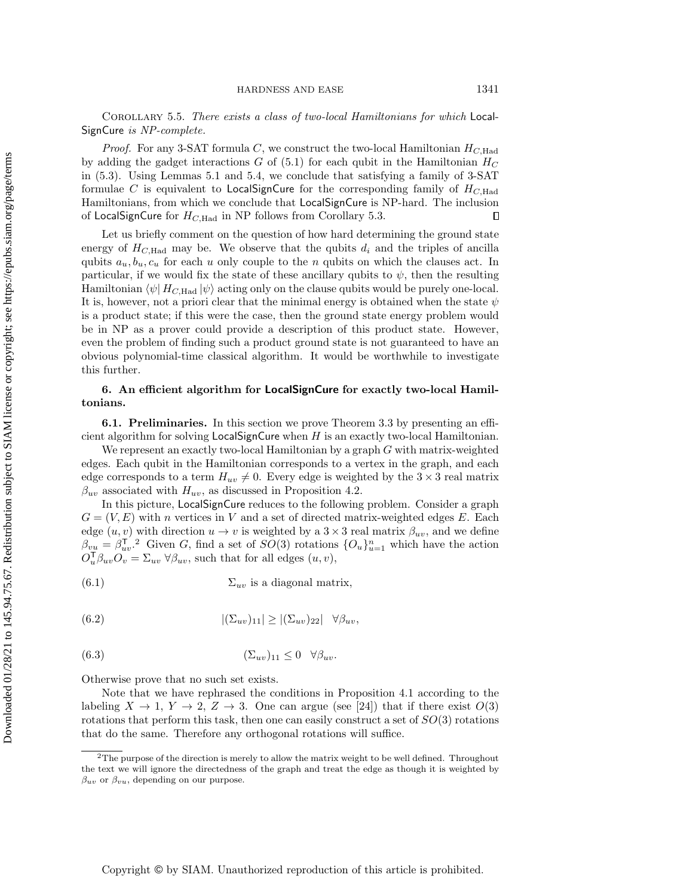Corollary 5.5. *There exists a class of two-local Hamiltonians for which* LocalSignCure *is NP-complete.*

*Proof.* For any 3-SAT formula $C$, we construct the two-local Hamiltonian $H_{C,\text{Had}}$ by adding the gadget interactions $G$ of (5.1) for each qubit in the Hamiltonian $H_C$ in (5.3). Using Lemmas 5.1 and 5.4, we conclude that satisfying a family of 3-SAT formulae $C$ is equivalent to LocalSignCure for the corresponding family of $H_{C,\text{Had}}$ Hamiltonians, from which we conclude that LocalSignCure is NP-hard. The inclusion of LocalSignCure for $H_{C,\text{Had}}$ in NP follows from Corollary 5.3. ∎

Let us briefly comment on the question of how hard determining the ground state energy of $H_{C,\text{Had}}$ may be. We observe that the qubits $d_i$ and the triples of ancilla qubits $a_u, b_u, c_u$ for each $u$ only couple to the $n$ qubits on which the clauses act. In particular, if we would fix the state of these ancillary qubits to $\psi$, then the resulting Hamiltonian $\langle\psi| H_{C,\text{Had}} |\psi\rangle$ acting only on the clause qubits would be purely one-local. It is, however, not a priori clear that the minimal energy is obtained when the state $\psi$ is a product state; if this were the case, then the ground state energy problem would be in NP as a prover could provide a description of this product state. However, even the problem of finding such a product ground state is not guaranteed to have an obvious polynomial-time classical algorithm. It would be worthwhile to investigate this further.

## 6. An efficient algorithm for LocalSignCure for exactly two-local Hamiltonians.

### 6.1. Preliminaries.

In this section we prove Theorem 3.3 by presenting an efficient algorithm for solving LocalSignCure when $H$ is an exactly two-local Hamiltonian.

We represent an exactly two-local Hamiltonian by a graph $G$ with matrix-weighted edges. Each qubit in the Hamiltonian corresponds to a vertex in the graph, and each edge corresponds to a term $H_{uv} \neq 0$. Every edge is weighted by the $3 \times 3$ real matrix $\beta_{uv}$ associated with $H_{uv}$, as discussed in Proposition 4.2.

In this picture, LocalSignCure reduces to the following problem. Consider a graph $G = (V, E)$ with $n$ vertices in $V$ and a set of directed matrix-weighted edges $E$. Each edge $(u, v)$ with direction $u \to v$ is weighted by a $3 \times 3$ real matrix $\beta_{uv}$, and we define $\beta_{vu} = \beta_{uv}^{\mathsf{T}}$.[2] Given $G$, find a set of $SO(3)$ rotations $\{O_u\}_{u=1}^n$ which have the action $O_u^{\mathsf{T}} \beta_{uv} O_v = \Sigma_{uv}\ \forall \beta_{uv}$, such that for all edges $(u, v)$,

$$\Sigma_{uv} \text{ is a diagonal matrix,} \tag{6.1}$$

$$|(\Sigma_{uv})_{11}| \geq |(\Sigma_{uv})_{22}| \quad \forall \beta_{uv}, \tag{6.2}$$

$$(\Sigma_{uv})_{11} \leq 0 \quad \forall \beta_{uv}. \tag{6.3}$$

Otherwise prove that no such set exists.

Note that we have rephrased the conditions in Proposition 4.1 according to the labeling $X \to 1$, $Y \to 2$, $Z \to 3$. One can argue (see [24]) that if there exist $O(3)$ rotations that perform this task, then one can easily construct a set of $SO(3)$ rotations that do the same. Therefore any orthogonal rotations will suffice.

[2] The purpose of the direction is merely to allow the matrix weight to be well defined. Throughout the text we will ignore the directedness of the graph and treat the edge as though it is weighted by $\beta_{uv}$ or $\beta_{vu}$, depending on our purpose.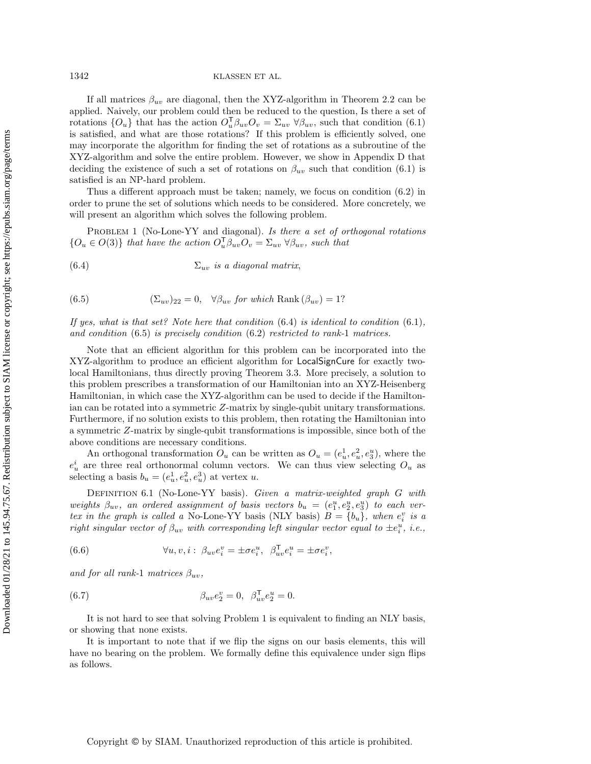If all matrices $\beta_{uv}$ are diagonal, then the XYZ-algorithm in Theorem 2.2 can be applied. Naively, our problem could then be reduced to the question, Is there a set of rotations $\{O_u\}$ that has the action $O_u^\mathsf{T}\beta_{uv}O_v = \Sigma_{uv}\ \forall\beta_{uv}$, such that condition (6.1) is satisfied, and what are those rotations? If this problem is efficiently solved, one may incorporate the algorithm for finding the set of rotations as a subroutine of the XYZ-algorithm and solve the entire problem. However, we show in Appendix D that deciding the existence of such a set of rotations on $\beta_{uv}$ such that condition (6.1) is satisfied is an NP-hard problem.

Thus a different approach must be taken; namely, we focus on condition (6.2) in order to prune the set of solutions which needs to be considered. More concretely, we will present an algorithm which solves the following problem.

Problem 1 (No-Lone-YY and diagonal). *Is there a set of orthogonal rotations $\{O_u \in O(3)\}$ that have the action $O_u^\mathsf{T}\beta_{uv}O_v = \Sigma_{uv}\ \forall\beta_{uv}$, such that*

$$\Sigma_{uv} \text{ is a diagonal matrix,} \tag{6.4}$$

$$(\Sigma_{uv})_{22} = 0, \quad \forall\beta_{uv} \text{ for which } \mathrm{Rank}\,(\beta_{uv}) = 1? \tag{6.5}$$

*If yes, what is that set? Note here that condition* (6.4) *is identical to condition* (6.1), *and condition* (6.5) *is precisely condition* (6.2) *restricted to rank-*1 *matrices.*

Note that an efficient algorithm for this problem can be incorporated into the XYZ-algorithm to produce an efficient algorithm for LocalSignCure for exactly two-local Hamiltonians, thus directly proving Theorem 3.3. More precisely, a solution to this problem prescribes a transformation of our Hamiltonian into an XYZ-Heisenberg Hamiltonian, in which case the XYZ-algorithm can be used to decide if the Hamiltonian can be rotated into a symmetric $Z$-matrix by single-qubit unitary transformations. Furthermore, if no solution exists to this problem, then rotating the Hamiltonian into a symmetric $Z$-matrix by single-qubit transformations is impossible, since both of the above conditions are necessary conditions.

An orthogonal transformation $O_u$ can be written as $O_u = (e_u^1, e_u^2, e_3^u)$, where the $e_u^i$ are three real orthonormal column vectors. We can thus view selecting $O_u$ as selecting a basis $b_u = (e_u^1, e_u^2, e_u^3)$ at vertex $u$.

Definition 6.1 (No-Lone-YY basis). *Given a matrix-weighted graph $G$ with weights $\beta_{uv}$, an ordered assignment of basis vectors $b_u = (e_1^u, e_2^u, e_3^u)$ to each vertex in the graph is called a* No-Lone-YY basis (NLY basis) *$B = \{b_u\}$, when $e_i^v$ is a right singular vector of $\beta_{uv}$ with corresponding left singular vector equal to $\pm e_i^u$, i.e.,*

$$\forall u, v, i: \ \beta_{uv}e_i^v = \pm\sigma e_i^u, \ \ \beta_{uv}^\mathsf{T}e_i^u = \pm\sigma e_i^v, \tag{6.6}$$

*and for all rank-*1 *matrices $\beta_{uv}$,*

$$\beta_{uv}e_2^v = 0, \ \ \beta_{uv}^\mathsf{T}e_2^u = 0. \tag{6.7}$$

It is not hard to see that solving Problem 1 is equivalent to finding an NLY basis, or showing that none exists.

It is important to note that if we flip the signs on our basis elements, this will have no bearing on the problem. We formally define this equivalence under sign flips as follows.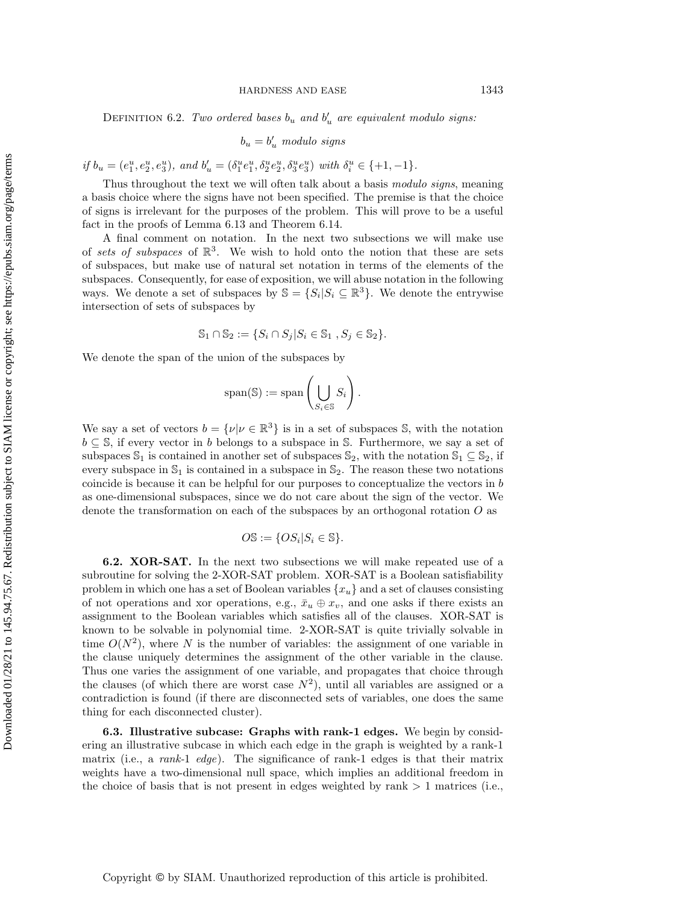**Definition 6.2.** *Two ordered bases $b_u$ and $b'_u$ are equivalent modulo signs:*

$$b_u = b'_u \text{ modulo signs}$$

*if* $b_u = (e_1^u, e_2^u, e_3^u)$, *and* $b'_u = (\delta_1^u e_1^u, \delta_2^u e_2^u, \delta_3^u e_3^u)$ *with* $\delta_i^u \in \{+1, -1\}$.

Thus throughout the text we will often talk about a basis *modulo signs*, meaning a basis choice where the signs have not been specified. The premise is that the choice of signs is irrelevant for the purposes of the problem. This will prove to be a useful fact in the proofs of Lemma 6.13 and Theorem 6.14.

A final comment on notation. In the next two subsections we will make use of *sets of subspaces* of $\mathbb{R}^3$. We wish to hold onto the notion that these are sets of subspaces, but make use of natural set notation in terms of the elements of the subspaces. Consequently, for ease of exposition, we will abuse notation in the following ways. We denote a set of subspaces by $\mathbb{S} = \{S_i | S_i \subseteq \mathbb{R}^3\}$. We denote the entrywise intersection of sets of subspaces by

$$\mathbb{S}_1 \cap \mathbb{S}_2 := \{S_i \cap S_j | S_i \in \mathbb{S}_1 \,, S_j \in \mathbb{S}_2\}.$$

We denote the span of the union of the subspaces by

$$\text{span}(\mathbb{S}) := \text{span}\left(\bigcup_{S_i \in \mathbb{S}} S_i\right).$$

We say a set of vectors $b = \{\nu | \nu \in \mathbb{R}^3\}$ is in a set of subspaces $\mathbb{S}$, with the notation $b \subseteq \mathbb{S}$, if every vector in $b$ belongs to a subspace in $\mathbb{S}$. Furthermore, we say a set of subspaces $\mathbb{S}_1$ is contained in another set of subspaces $\mathbb{S}_2$, with the notation $\mathbb{S}_1 \subseteq \mathbb{S}_2$, if every subspace in $\mathbb{S}_1$ is contained in a subspace in $\mathbb{S}_2$. The reason these two notations coincide is because it can be helpful for our purposes to conceptualize the vectors in $b$ as one-dimensional subspaces, since we do not care about the sign of the vector. We denote the transformation on each of the subspaces by an orthogonal rotation $O$ as

$$O\mathbb{S} := \{OS_i | S_i \in \mathbb{S}\}.$$

**6.2. XOR-SAT.** In the next two subsections we will make repeated use of a subroutine for solving the 2-XOR-SAT problem. XOR-SAT is a Boolean satisfiability problem in which one has a set of Boolean variables $\{x_u\}$ and a set of clauses consisting of not operations and xor operations, e.g., $\bar{x}_u \oplus x_v$, and one asks if there exists an assignment to the Boolean variables which satisfies all of the clauses. XOR-SAT is known to be solvable in polynomial time. 2-XOR-SAT is quite trivially solvable in time $O(N^2)$, where $N$ is the number of variables: the assignment of one variable in the clause uniquely determines the assignment of the other variable in the clause. Thus one varies the assignment of one variable, and propagates that choice through the clauses (of which there are worst case $N^2$), until all variables are assigned or a contradiction is found (if there are disconnected sets of variables, one does the same thing for each disconnected cluster).

**6.3. Illustrative subcase: Graphs with rank-1 edges.** We begin by considering an illustrative subcase in which each edge in the graph is weighted by a rank-1 matrix (i.e., a *rank*-1 *edge*). The significance of rank-1 edges is that their matrix weights have a two-dimensional null space, which implies an additional freedom in the choice of basis that is not present in edges weighted by rank $> 1$ matrices (i.e.,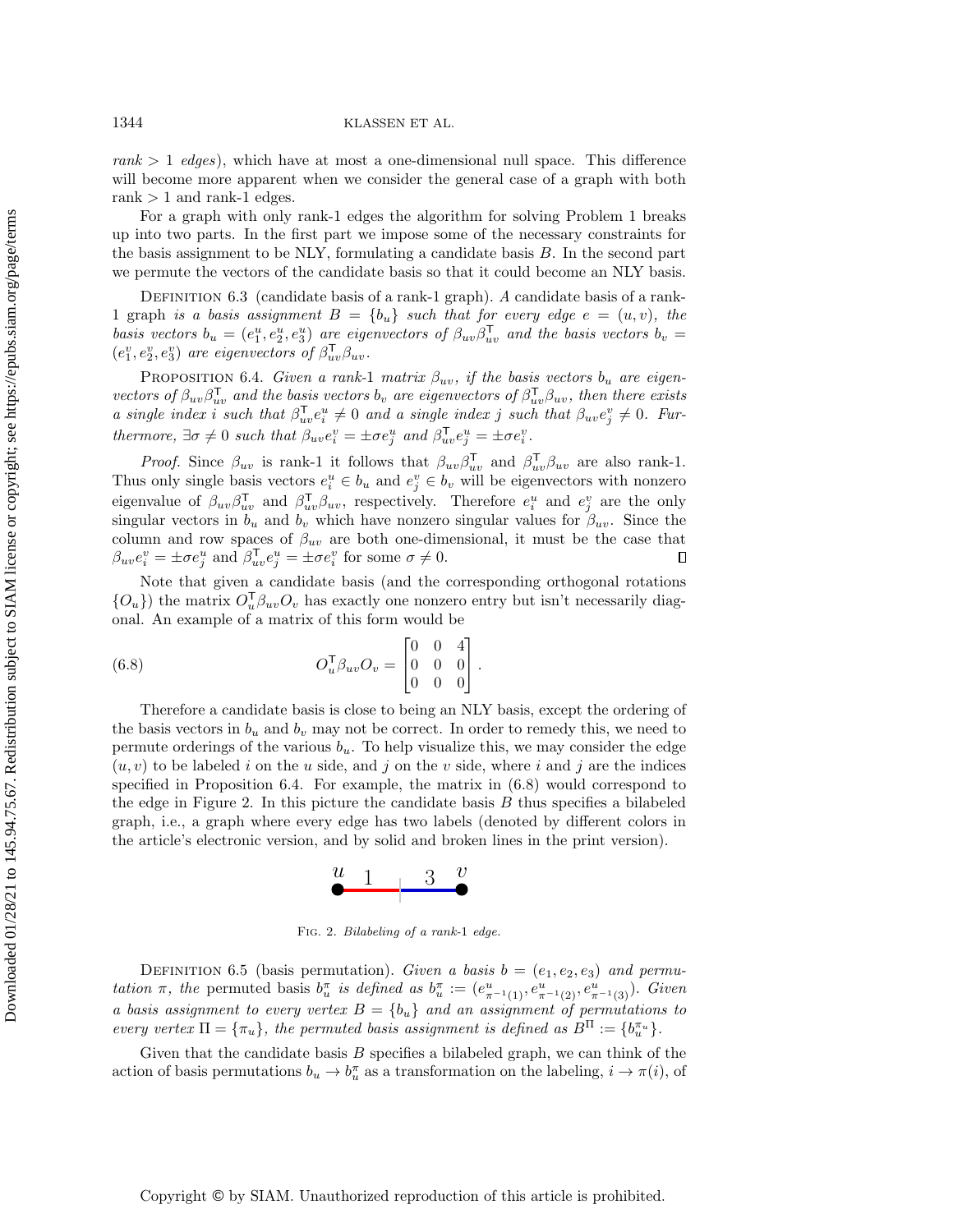*rank > 1 edges*), which have at most a one-dimensional null space. This difference will become more apparent when we consider the general case of a graph with both rank > 1 and rank-1 edges.

For a graph with only rank-1 edges the algorithm for solving Problem 1 breaks up into two parts. In the first part we impose some of the necessary constraints for the basis assignment to be NLY, formulating a candidate basis $B$. In the second part we permute the vectors of the candidate basis so that it could become an NLY basis.

Definition 6.3 (candidate basis of a rank-1 graph). *A* candidate basis of a rank-1 graph *is a basis assignment $B = \{b_u\}$ such that for every edge $e = (u, v)$, the basis vectors $b_u = (e_1^u, e_2^u, e_3^u)$ are eigenvectors of $\beta_{uv}\beta_{uv}^{\mathsf{T}}$ and the basis vectors $b_v = (e_1^v, e_2^v, e_3^v)$ are eigenvectors of $\beta_{uv}^{\mathsf{T}}\beta_{uv}$.*

Proposition 6.4. *Given a rank-1 matrix $\beta_{uv}$, if the basis vectors $b_u$ are eigenvectors of $\beta_{uv}\beta_{uv}^{\mathsf{T}}$ and the basis vectors $b_v$ are eigenvectors of $\beta_{uv}^{\mathsf{T}}\beta_{uv}$, then there exists a single index $i$ such that $\beta_{uv}^{\mathsf{T}}e_i^u \neq 0$ and a single index $j$ such that $\beta_{uv}e_j^v \neq 0$. Furthermore, $\exists\sigma \neq 0$ such that $\beta_{uv}e_i^v = \pm\sigma e_j^u$ and $\beta_{uv}^{\mathsf{T}}e_j^u = \pm\sigma e_i^v$.*

*Proof.* Since $\beta_{uv}$ is rank-1 it follows that $\beta_{uv}\beta_{uv}^{\mathsf{T}}$ and $\beta_{uv}^{\mathsf{T}}\beta_{uv}$ are also rank-1. Thus only single basis vectors $e_i^u \in b_u$ and $e_j^v \in b_v$ will be eigenvectors with nonzero eigenvalue of $\beta_{uv}\beta_{uv}^{\mathsf{T}}$ and $\beta_{uv}^{\mathsf{T}}\beta_{uv}$, respectively. Therefore $e_i^u$ and $e_j^v$ are the only singular vectors in $b_u$ and $b_v$ which have nonzero singular values for $\beta_{uv}$. Since the column and row spaces of $\beta_{uv}$ are both one-dimensional, it must be the case that $\beta_{uv}e_i^v = \pm\sigma e_j^u$ and $\beta_{uv}^{\mathsf{T}}e_j^u = \pm\sigma e_i^v$ for some $\sigma \neq 0$. ∎

Note that given a candidate basis (and the corresponding orthogonal rotations $\{O_u\}$) the matrix $O_u^{\mathsf{T}}\beta_{uv}O_v$ has exactly one nonzero entry but isn't necessarily diagonal. An example of a matrix of this form would be

$$O_u^{\mathsf{T}}\beta_{uv}O_v = \begin{bmatrix} 0 & 0 & 4 \\ 0 & 0 & 0 \\ 0 & 0 & 0 \end{bmatrix}. \tag{6.8}$$

Therefore a candidate basis is close to being an NLY basis, except the ordering of the basis vectors in $b_u$ and $b_v$ may not be correct. In order to remedy this, we need to permute orderings of the various $b_u$. To help visualize this, we may consider the edge $(u, v)$ to be labeled $i$ on the $u$ side, and $j$ on the $v$ side, where $i$ and $j$ are the indices specified in Proposition 6.4. For example, the matrix in (6.8) would correspond to the edge in Figure 2. In this picture the candidate basis $B$ thus specifies a bilabeled graph, i.e., a graph where every edge has two labels (denoted by different colors in the article's electronic version, and by solid and broken lines in the print version).

Fig. 2. *Bilabeling of a rank-1 edge.*

Definition 6.5 (basis permutation). *Given a basis $b = (e_1, e_2, e_3)$ and permutation $\pi$, the* permuted basis $b_u^\pi$ *is defined as $b_u^\pi := (e_{\pi^{-1}(1)}^u, e_{\pi^{-1}(2)}^u, e_{\pi^{-1}(3)}^u)$. Given a basis assignment to every vertex $B = \{b_u\}$ and an assignment of permutations to every vertex $\Pi = \{\pi_u\}$, the permuted basis assignment is defined as $B^\Pi := \{b_u^{\pi_u}\}$.*

Given that the candidate basis $B$ specifies a bilabeled graph, we can think of the action of basis permutations $b_u \to b_u^\pi$ as a transformation on the labeling, $i \to \pi(i)$, of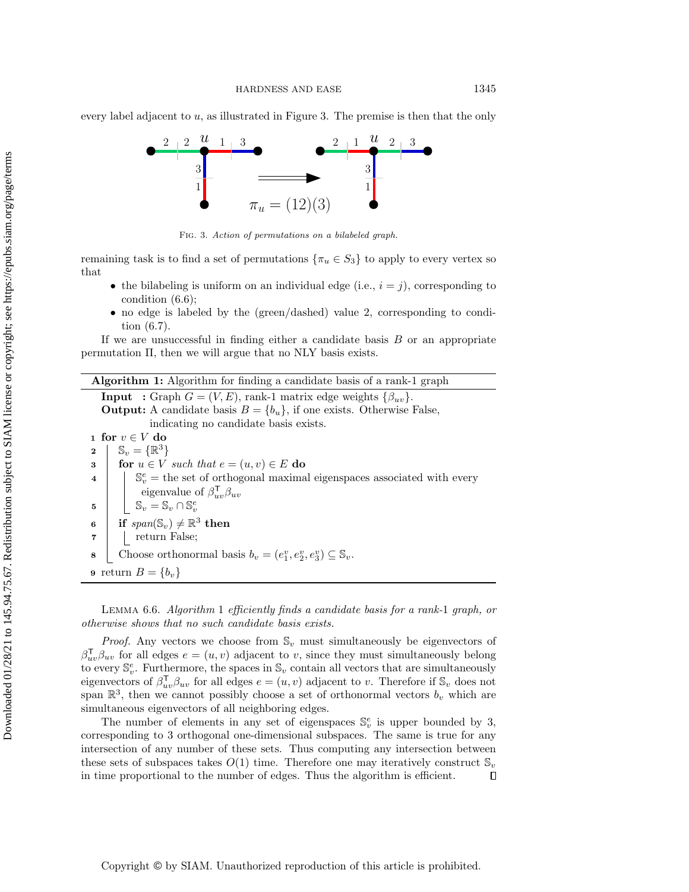every label adjacent to $u$, as illustrated in Figure 3. The premise is then that the only

Fig. 3. *Action of permutations on a bilabeled graph.*

remaining task is to find a set of permutations $\{\pi_u \in S_3\}$ to apply to every vertex so that

- the bilabeling is uniform on an individual edge (i.e., $i = j$), corresponding to condition (6.6);
- no edge is labeled by the (green/dashed) value 2, corresponding to condition (6.7).

If we are unsuccessful in finding either a candidate basis $B$ or an appropriate permutation $\Pi$, then we will argue that no NLY basis exists.

**Algorithm 1:** Algorithm for finding a candidate basis of a rank-1 graph

**Input :** Graph $G = (V, E)$, rank-1 matrix edge weights $\{\beta_{uv}\}$.
**Output:** A candidate basis $B = \{b_u\}$, if one exists. Otherwise False, indicating no candidate basis exists.

```
1 for v ∈ V do
2     S_v = {R^3}
3     for u ∈ V such that e = (u, v) ∈ E do
4         S_v^e = the set of orthogonal maximal eigenspaces associated with every
              eigenvalue of β_uv^T β_uv
5         S_v = S_v ∩ S_v^e
6     if span(S_v) ≠ R^3 then
7         return False;
8     Choose orthonormal basis b_v = (e_1^v, e_2^v, e_3^v) ⊆ S_v.
9 return B = {b_v}
```

Lemma 6.6. *Algorithm* 1 *efficiently finds a candidate basis for a rank-*1 *graph, or otherwise shows that no such candidate basis exists.*

*Proof.* Any vectors we choose from $\mathbb{S}_v$ must simultaneously be eigenvectors of $\beta_{uv}^\mathsf{T}\beta_{uv}$ for all edges $e = (u, v)$ adjacent to $v$, since they must simultaneously belong to every $\mathbb{S}_v^e$. Furthermore, the spaces in $\mathbb{S}_v$ contain all vectors that are simultaneously eigenvectors of $\beta_{uv}^\mathsf{T}\beta_{uv}$ for all edges $e = (u, v)$ adjacent to $v$. Therefore if $\mathbb{S}_v$ does not span $\mathbb{R}^3$, then we cannot possibly choose a set of orthonormal vectors $b_v$ which are simultaneous eigenvectors of all neighboring edges.

The number of elements in any set of eigenspaces $\mathbb{S}_v^e$ is upper bounded by 3, corresponding to 3 orthogonal one-dimensional subspaces. The same is true for any intersection of any number of these sets. Thus computing any intersection between these sets of subspaces takes $O(1)$ time. Therefore one may iteratively construct $\mathbb{S}_v$ in time proportional to the number of edges. Thus the algorithm is efficient. ∎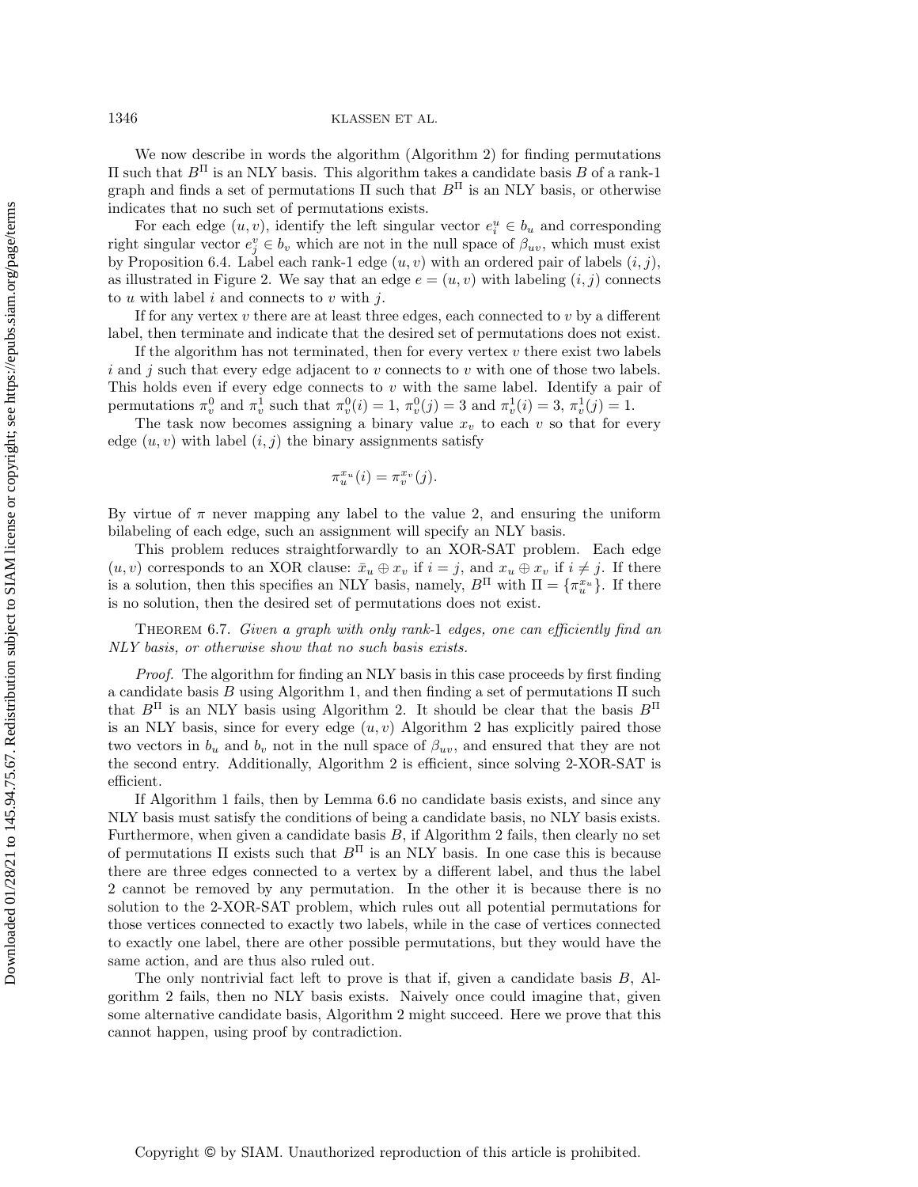We now describe in words the algorithm (Algorithm 2) for finding permutations $\Pi$ such that $B^{\Pi}$ is an NLY basis. This algorithm takes a candidate basis $B$ of a rank-1 graph and finds a set of permutations $\Pi$ such that $B^{\Pi}$ is an NLY basis, or otherwise indicates that no such set of permutations exists.

For each edge $(u, v)$, identify the left singular vector $e_i^u \in b_u$ and corresponding right singular vector $e_j^v \in b_v$ which are not in the null space of $\beta_{uv}$, which must exist by Proposition 6.4. Label each rank-1 edge $(u, v)$ with an ordered pair of labels $(i, j)$, as illustrated in Figure 2. We say that an edge $e = (u, v)$ with labeling $(i, j)$ connects to $u$ with label $i$ and connects to $v$ with $j$.

If for any vertex $v$ there are at least three edges, each connected to $v$ by a different label, then terminate and indicate that the desired set of permutations does not exist.

If the algorithm has not terminated, then for every vertex $v$ there exist two labels $i$ and $j$ such that every edge adjacent to $v$ connects to $v$ with one of those two labels. This holds even if every edge connects to $v$ with the same label. Identify a pair of permutations $\pi_v^0$ and $\pi_v^1$ such that $\pi_v^0(i) = 1$, $\pi_v^0(j) = 3$ and $\pi_v^1(i) = 3$, $\pi_v^1(j) = 1$.

The task now becomes assigning a binary value $x_v$ to each $v$ so that for every edge $(u, v)$ with label $(i, j)$ the binary assignments satisfy

$$\pi_u^{x_u}(i) = \pi_v^{x_v}(j).$$

By virtue of $\pi$ never mapping any label to the value 2, and ensuring the uniform bilabeling of each edge, such an assignment will specify an NLY basis.

This problem reduces straightforwardly to an XOR-SAT problem. Each edge $(u, v)$ corresponds to an XOR clause: $\bar{x}_u \oplus x_v$ if $i = j$, and $x_u \oplus x_v$ if $i \neq j$. If there is a solution, then this specifies an NLY basis, namely, $B^{\Pi}$ with $\Pi = \{\pi_u^{x_u}\}$. If there is no solution, then the desired set of permutations does not exist.

Theorem 6.7. *Given a graph with only rank-*1 *edges, one can efficiently find an NLY basis, or otherwise show that no such basis exists.*

*Proof.* The algorithm for finding an NLY basis in this case proceeds by first finding a candidate basis $B$ using Algorithm 1, and then finding a set of permutations $\Pi$ such that $B^{\Pi}$ is an NLY basis using Algorithm 2. It should be clear that the basis $B^{\Pi}$ is an NLY basis, since for every edge $(u, v)$ Algorithm 2 has explicitly paired those two vectors in $b_u$ and $b_v$ not in the null space of $\beta_{uv}$, and ensured that they are not the second entry. Additionally, Algorithm 2 is efficient, since solving 2-XOR-SAT is efficient.

If Algorithm 1 fails, then by Lemma 6.6 no candidate basis exists, and since any NLY basis must satisfy the conditions of being a candidate basis, no NLY basis exists. Furthermore, when given a candidate basis $B$, if Algorithm 2 fails, then clearly no set of permutations $\Pi$ exists such that $B^{\Pi}$ is an NLY basis. In one case this is because there are three edges connected to a vertex by a different label, and thus the label 2 cannot be removed by any permutation. In the other it is because there is no solution to the 2-XOR-SAT problem, which rules out all potential permutations for those vertices connected to exactly two labels, while in the case of vertices connected to exactly one label, there are other possible permutations, but they would have the same action, and are thus also ruled out.

The only nontrivial fact left to prove is that if, given a candidate basis $B$, Algorithm 2 fails, then no NLY basis exists. Naively once could imagine that, given some alternative candidate basis, Algorithm 2 might succeed. Here we prove that this cannot happen, using proof by contradiction.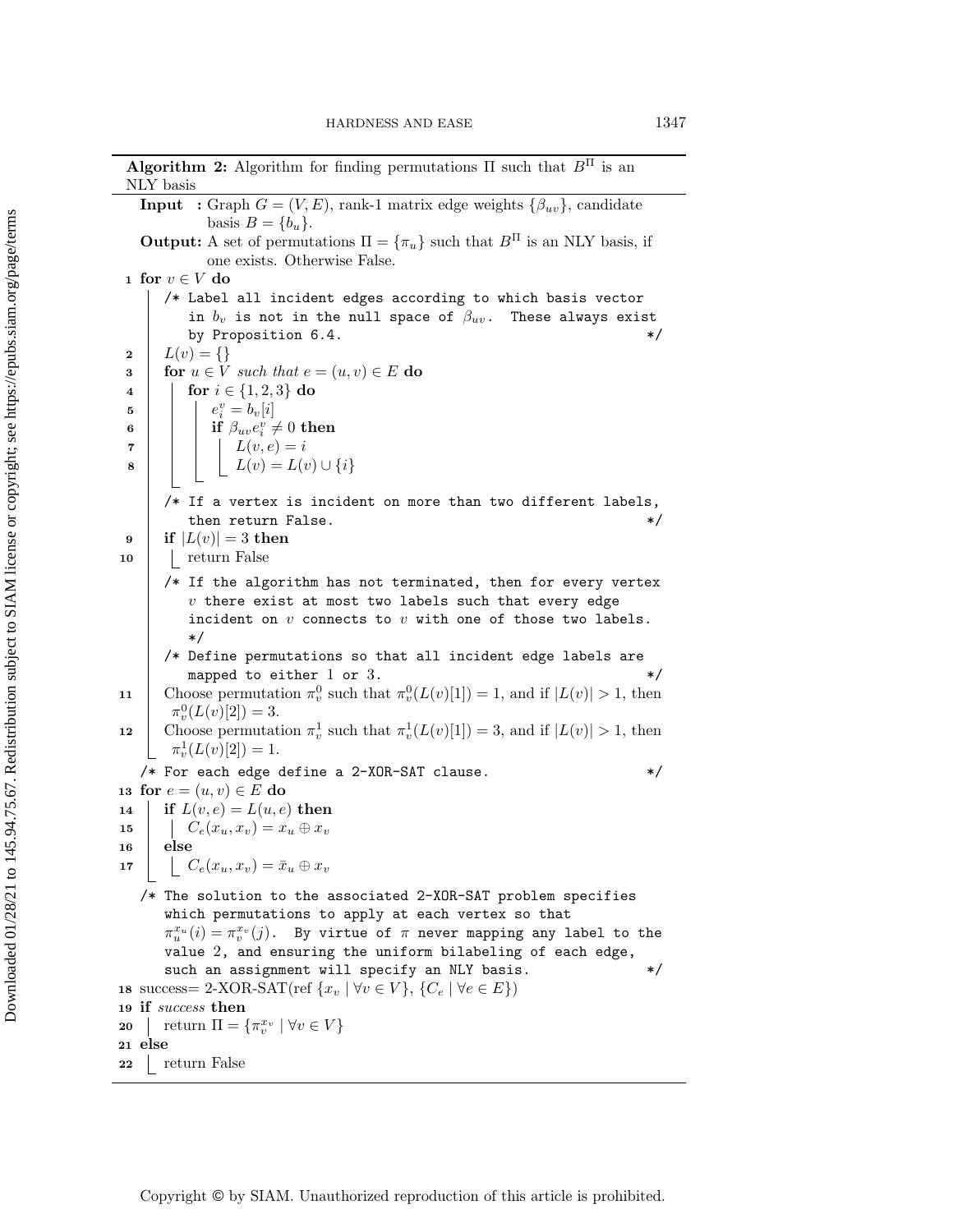**Algorithm 2:** Algorithm for finding permutations $\Pi$ such that $B^\Pi$ is an NLY basis

**Input :** Graph $G = (V, E)$, rank-1 matrix edge weights $\{\beta_{uv}\}$, candidate basis $B = \{b_u\}$.

**Output:** A set of permutations $\Pi = \{\pi_u\}$ such that $B^\Pi$ is an NLY basis, if one exists. Otherwise False.

1 **for** $v \in V$ **do**

  /* Label all incident edges according to which basis vector in $b_v$ is not in the null space of $\beta_{uv}$. These always exist by Proposition 6.4. */

2   $L(v) = \{\}$

3   **for** $u \in V$ *such that* $e = (u, v) \in E$ **do**

4     **for** $i \in \{1, 2, 3\}$ **do**

5       $e_i^v = b_v[i]$

6       **if** $\beta_{uv} e_i^v \neq 0$ **then**

7         $L(v, e) = i$

8         $L(v) = L(v) \cup \{i\}$

  /* If a vertex is incident on more than two different labels, then return False. */

9   **if** $|L(v)| = 3$ **then**

10     return False

  /* If the algorithm has not terminated, then for every vertex $v$ there exist at most two labels such that every edge incident on $v$ connects to $v$ with one of those two labels. */

  /* Define permutations so that all incident edge labels are mapped to either 1 or 3. */

11   Choose permutation $\pi_v^0$ such that $\pi_v^0(L(v)[1]) = 1$, and if $|L(v)| > 1$, then $\pi_v^0(L(v)[2]) = 3$.

12   Choose permutation $\pi_v^1$ such that $\pi_v^1(L(v)[1]) = 3$, and if $|L(v)| > 1$, then $\pi_v^1(L(v)[2]) = 1$.

/* For each edge define a 2-XOR-SAT clause. */

13 **for** $e = (u, v) \in E$ **do**

14   **if** $L(v, e) = L(u, e)$ **then**

15     $C_e(x_u, x_v) = x_u \oplus x_v$

16   **else**

17     $C_e(x_u, x_v) = \bar{x}_u \oplus x_v$

/* The solution to the associated 2-XOR-SAT problem specifies which permutations to apply at each vertex so that $\pi_u^{x_u}(i) = \pi_v^{x_v}(j)$. By virtue of $\pi$ never mapping any label to the value 2, and ensuring the uniform bilabeling of each edge, such an assignment will specify an NLY basis. */

18 success= 2-XOR-SAT(ref $\{x_v \mid \forall v \in V\}$, $\{C_e \mid \forall e \in E\}$)

19 **if** *success* **then**

20   return $\Pi = \{\pi_v^{x_v} \mid \forall v \in V\}$

21 **else**

22   return False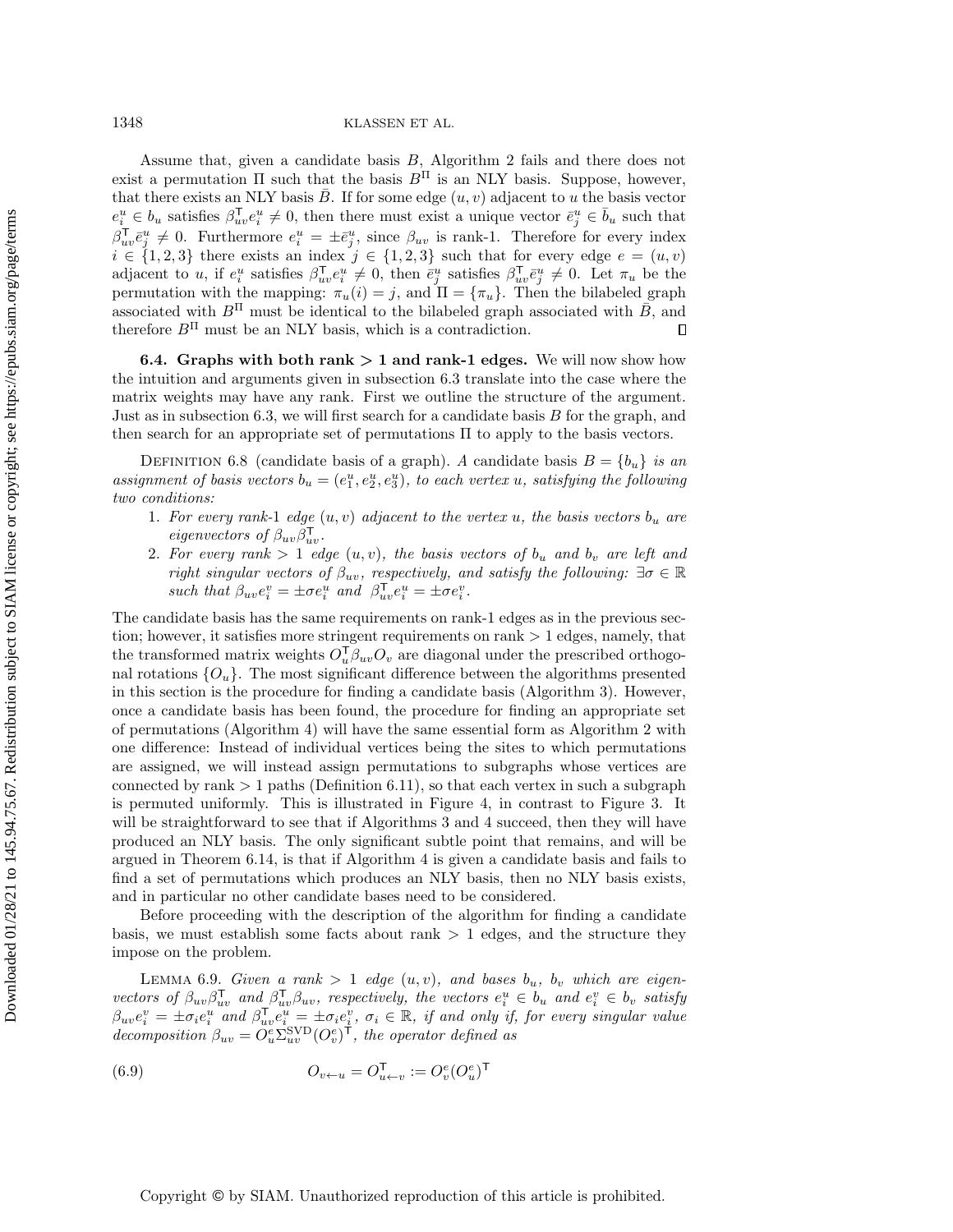Assume that, given a candidate basis $B$, Algorithm 2 fails and there does not exist a permutation $\Pi$ such that the basis $B^{\Pi}$ is an NLY basis. Suppose, however, that there exists an NLY basis $\bar{B}$. If for some edge $(u, v)$ adjacent to $u$ the basis vector $e_i^u \in b_u$ satisfies $\beta_{uv}^{\mathsf{T}} e_i^u \neq 0$, then there must exist a unique vector $\bar{e}_j^u \in \bar{b}_u$ such that $\beta_{uv}^{\mathsf{T}} \bar{e}_j^u \neq 0$. Furthermore $e_i^u = \pm \bar{e}_j^u$, since $\beta_{uv}$ is rank-1. Therefore for every index $i \in \{1, 2, 3\}$ there exists an index $j \in \{1, 2, 3\}$ such that for every edge $e = (u, v)$ adjacent to $u$, if $e_i^u$ satisfies $\beta_{uv}^{\mathsf{T}} e_i^u \neq 0$, then $\bar{e}_j^u$ satisfies $\beta_{uv}^{\mathsf{T}} \bar{e}_j^u \neq 0$. Let $\pi_u$ be the permutation with the mapping: $\pi_u(i) = j$, and $\Pi = \{\pi_u\}$. Then the bilabeled graph associated with $B^{\Pi}$ must be identical to the bilabeled graph associated with $\bar{B}$, and therefore $B^{\Pi}$ must be an NLY basis, which is a contradiction. ∎

### 6.4. Graphs with both rank > 1 and rank-1 edges.

We will now show how the intuition and arguments given in subsection 6.3 translate into the case where the matrix weights may have any rank. First we outline the structure of the argument. Just as in subsection 6.3, we will first search for a candidate basis $B$ for the graph, and then search for an appropriate set of permutations $\Pi$ to apply to the basis vectors.

Definition 6.8 (candidate basis of a graph). *A candidate basis $B = \{b_u\}$ is an assignment of basis vectors $b_u = (e_1^u, e_2^u, e_3^u)$, to each vertex $u$, satisfying the following two conditions:*

1. *For every rank-1 edge $(u, v)$ adjacent to the vertex $u$, the basis vectors $b_u$ are eigenvectors of $\beta_{uv}\beta_{uv}^{\mathsf{T}}$.*
2. *For every rank $> 1$ edge $(u, v)$, the basis vectors of $b_u$ and $b_v$ are left and right singular vectors of $\beta_{uv}$, respectively, and satisfy the following: $\exists \sigma \in \mathbb{R}$ such that $\beta_{uv} e_i^v = \pm \sigma e_i^u$ and $\beta_{uv}^{\mathsf{T}} e_i^u = \pm \sigma e_i^v$.*

The candidate basis has the same requirements on rank-1 edges as in the previous section; however, it satisfies more stringent requirements on rank $> 1$ edges, namely, that the transformed matrix weights $O_u^{\mathsf{T}} \beta_{uv} O_v$ are diagonal under the prescribed orthogonal rotations $\{O_u\}$. The most significant difference between the algorithms presented in this section is the procedure for finding a candidate basis (Algorithm 3). However, once a candidate basis has been found, the procedure for finding an appropriate set of permutations (Algorithm 4) will have the same essential form as Algorithm 2 with one difference: Instead of individual vertices being the sites to which permutations are assigned, we will instead assign permutations to subgraphs whose vertices are connected by rank $> 1$ paths (Definition 6.11), so that each vertex in such a subgraph is permuted uniformly. This is illustrated in Figure 4, in contrast to Figure 3. It will be straightforward to see that if Algorithms 3 and 4 succeed, then they will have produced an NLY basis. The only significant subtle point that remains, and will be argued in Theorem 6.14, is that if Algorithm 4 is given a candidate basis and fails to find a set of permutations which produces an NLY basis, then no NLY basis exists, and in particular no other candidate bases need to be considered.

Before proceeding with the description of the algorithm for finding a candidate basis, we must establish some facts about rank $> 1$ edges, and the structure they impose on the problem.

Lemma 6.9. *Given a rank $> 1$ edge $(u, v)$, and bases $b_u$, $b_v$ which are eigenvectors of $\beta_{uv}\beta_{uv}^{\mathsf{T}}$ and $\beta_{uv}^{\mathsf{T}}\beta_{uv}$, respectively, the vectors $e_i^u \in b_u$ and $e_i^v \in b_v$ satisfy $\beta_{uv} e_i^v = \pm \sigma_i e_i^u$ and $\beta_{uv}^{\mathsf{T}} e_i^u = \pm \sigma_i e_i^v$, $\sigma_i \in \mathbb{R}$, if and only if, for every singular value decomposition $\beta_{uv} = O_u^e \Sigma_{uv}^{\mathrm{SVD}} (O_v^e)^{\mathsf{T}}$, the operator defined as*

$$O_{v \leftarrow u} = O_{u \leftarrow v}^{\mathsf{T}} := O_v^e (O_u^e)^{\mathsf{T}} \tag{6.9}$$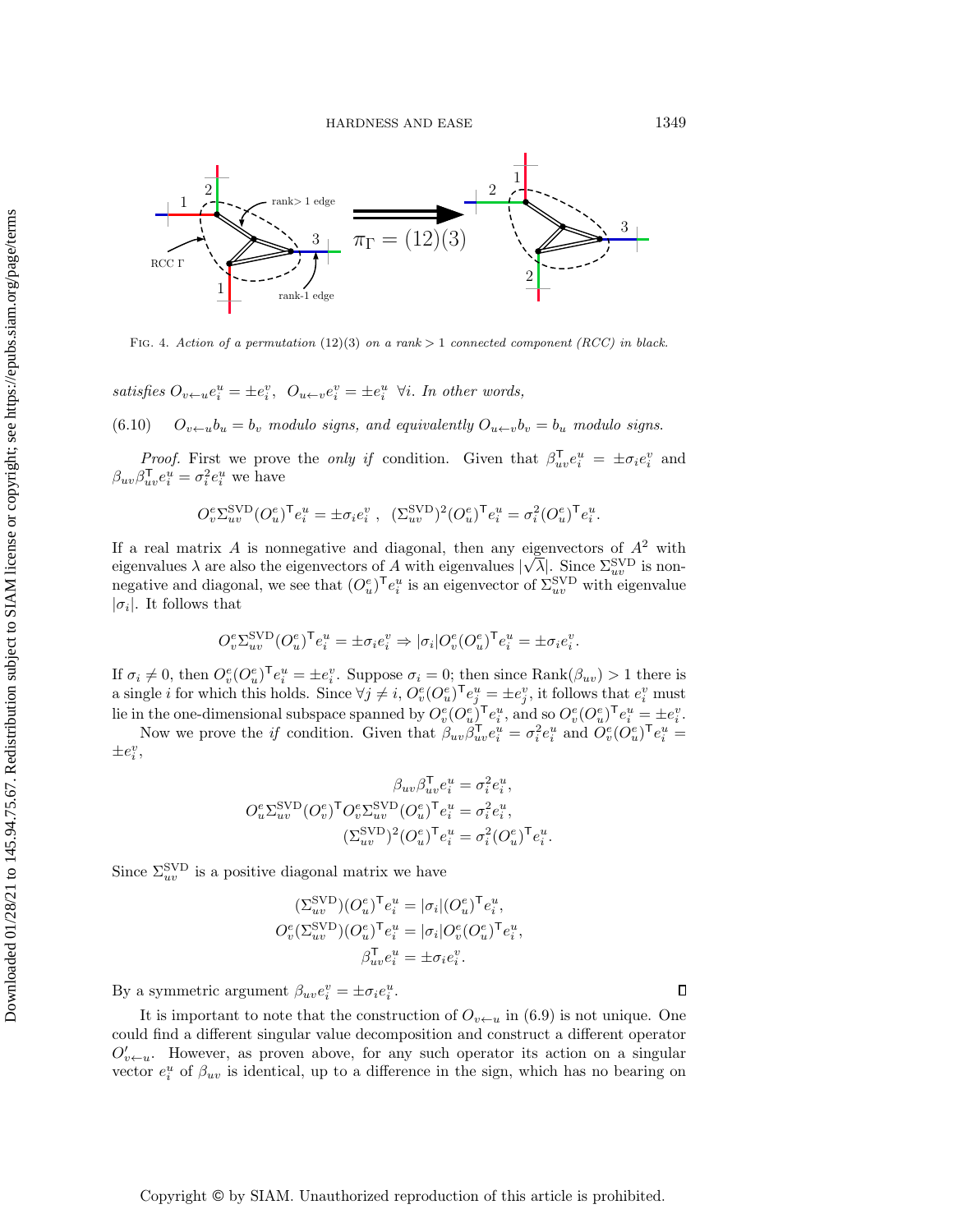FIG. 4. *Action of a permutation* (12)(3) *on a rank* > 1 *connected component (RCC) in black.*

*satisfies* $O_{v\leftarrow u}e_i^u = \pm e_i^v, \;\; O_{u\leftarrow v}e_i^v = \pm e_i^u \;\; \forall i$. *In other words,*

$$O_{v\leftarrow u}b_u = b_v \text{ modulo signs, and equivalently } O_{u\leftarrow v}b_v = b_u \text{ modulo signs.} \tag{6.10}$$

*Proof.* First we prove the *only if* condition. Given that $\beta_{uv}^{\mathsf{T}}e_i^u = \pm\sigma_i e_i^v$ and $\beta_{uv}\beta_{uv}^{\mathsf{T}}e_i^u = \sigma_i^2 e_i^u$ we have

$$O_v^e\Sigma_{uv}^{\mathrm{SVD}}(O_u^e)^{\mathsf{T}}e_i^u = \pm\sigma_i e_i^v\,, \;\; (\Sigma_{uv}^{\mathrm{SVD}})^2(O_u^e)^{\mathsf{T}}e_i^u = \sigma_i^2(O_u^e)^{\mathsf{T}}e_i^u.$$

If a real matrix $A$ is nonnegative and diagonal, then any eigenvectors of $A^2$ with eigenvalues $\lambda$ are also the eigenvectors of $A$ with eigenvalues $|\sqrt{\lambda}|$. Since $\Sigma_{uv}^{\mathrm{SVD}}$ is nonnegative and diagonal, we see that $(O_u^e)^{\mathsf{T}}e_i^u$ is an eigenvector of $\Sigma_{uv}^{\mathrm{SVD}}$ with eigenvalue $|\sigma_i|$. It follows that

$$O_v^e\Sigma_{uv}^{\mathrm{SVD}}(O_u^e)^{\mathsf{T}}e_i^u = \pm\sigma_i e_i^v \Rightarrow |\sigma_i|O_v^e(O_u^e)^{\mathsf{T}}e_i^u = \pm\sigma_i e_i^v.$$

If $\sigma_i \neq 0$, then $O_v^e(O_u^e)^{\mathsf{T}}e_i^u = \pm e_i^v$. Suppose $\sigma_i = 0$; then since $\mathrm{Rank}(\beta_{uv}) > 1$ there is a single $i$ for which this holds. Since $\forall j \neq i$, $O_v^e(O_u^e)^{\mathsf{T}}e_j^u = \pm e_j^v$, it follows that $e_i^v$ must lie in the one-dimensional subspace spanned by $O_v^e(O_u^e)^{\mathsf{T}}e_i^u$, and so $O_v^e(O_u^e)^{\mathsf{T}}e_i^u = \pm e_i^v$.

Now we prove the *if* condition. Given that $\beta_{uv}\beta_{uv}^{\mathsf{T}}e_i^u = \sigma_i^2 e_i^u$ and $O_v^e(O_u^e)^{\mathsf{T}}e_i^u = \pm e_i^v$,

$$\begin{aligned}
\beta_{uv}\beta_{uv}^{\mathsf{T}}e_i^u &= \sigma_i^2 e_i^u,\\
O_u^e\Sigma_{uv}^{\mathrm{SVD}}(O_v^e)^{\mathsf{T}}O_v^e\Sigma_{uv}^{\mathrm{SVD}}(O_u^e)^{\mathsf{T}}e_i^u &= \sigma_i^2 e_i^u,\\
(\Sigma_{uv}^{\mathrm{SVD}})^2(O_u^e)^{\mathsf{T}}e_i^u &= \sigma_i^2(O_u^e)^{\mathsf{T}}e_i^u.
\end{aligned}$$

Since $\Sigma_{uv}^{\mathrm{SVD}}$ is a positive diagonal matrix we have

$$\begin{aligned}
(\Sigma_{uv}^{\mathrm{SVD}})(O_u^e)^{\mathsf{T}}e_i^u &= |\sigma_i|(O_u^e)^{\mathsf{T}}e_i^u,\\
O_v^e(\Sigma_{uv}^{\mathrm{SVD}})(O_u^e)^{\mathsf{T}}e_i^u &= |\sigma_i|O_v^e(O_u^e)^{\mathsf{T}}e_i^u,\\
\beta_{uv}^{\mathsf{T}}e_i^u &= \pm\sigma_i e_i^v.
\end{aligned}$$

By a symmetric argument $\beta_{uv}e_i^v = \pm\sigma_i e_i^u$. ∎

It is important to note that the construction of $O_{v\leftarrow u}$ in (6.9) is not unique. One could find a different singular value decomposition and construct a different operator $O'_{v\leftarrow u}$. However, as proven above, for any such operator its action on a singular vector $e_i^u$ of $\beta_{uv}$ is identical, up to a difference in the sign, which has no bearing on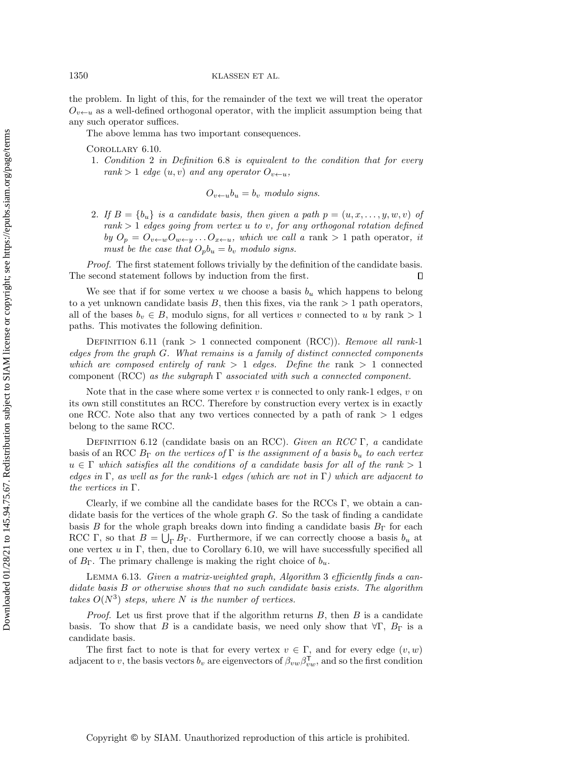the problem. In light of this, for the remainder of the text we will treat the operator $O_{v \leftarrow u}$ as a well-defined orthogonal operator, with the implicit assumption being that any such operator suffices.

The above lemma has two important consequences.

Corollary 6.10.

1. *Condition* 2 *in Definition* 6.8 *is equivalent to the condition that for every rank* $> 1$ *edge* $(u, v)$ *and any operator* $O_{v \leftarrow u}$,

$$O_{v \leftarrow u} b_u = b_v \text{ modulo signs.}$$

2. *If* $B = \{b_u\}$ *is a candidate basis, then given a path* $p = (u, x, \ldots, y, w, v)$ *of rank* $> 1$ *edges going from vertex* $u$ *to* $v$*, for any orthogonal rotation defined by* $O_p = O_{v \leftarrow w} O_{w \leftarrow y} \ldots O_{x \leftarrow u}$*, which we call a* rank $> 1$ path operator*, it must be the case that* $O_p b_u = b_v$ *modulo signs.*

*Proof.* The first statement follows trivially by the definition of the candidate basis. The second statement follows by induction from the first. ∎

We see that if for some vertex $u$ we choose a basis $b_u$ which happens to belong to a yet unknown candidate basis $B$, then this fixes, via the rank $> 1$ path operators, all of the bases $b_v \in B$, modulo signs, for all vertices $v$ connected to $u$ by rank $> 1$ paths. This motivates the following definition.

Definition 6.11 (rank $> 1$ connected component (RCC)). *Remove all rank-*1 *edges from the graph* $G$*. What remains is a family of distinct connected components which are composed entirely of rank* $> 1$ *edges. Define the* rank $> 1$ connected component (RCC) *as the subgraph* $\Gamma$ *associated with such a connected component.*

Note that in the case where some vertex $v$ is connected to only rank-1 edges, $v$ on its own still constitutes an RCC. Therefore by construction every vertex is in exactly one RCC. Note also that any two vertices connected by a path of rank $> 1$ edges belong to the same RCC.

Definition 6.12 (candidate basis on an RCC). *Given an RCC* $\Gamma$*, a* candidate basis of an RCC $B_\Gamma$ *on the vertices of* $\Gamma$ *is the assignment of a basis* $b_u$ *to each vertex* $u \in \Gamma$ *which satisfies all the conditions of a candidate basis for all of the rank* $> 1$ *edges in* $\Gamma$*, as well as for the rank-*1 *edges (which are not in* $\Gamma$*) which are adjacent to the vertices in* $\Gamma$.

Clearly, if we combine all the candidate bases for the RCCs $\Gamma$, we obtain a candidate basis for the vertices of the whole graph $G$. So the task of finding a candidate basis $B$ for the whole graph breaks down into finding a candidate basis $B_\Gamma$ for each RCC $\Gamma$, so that $B = \bigcup_\Gamma B_\Gamma$. Furthermore, if we can correctly choose a basis $b_u$ at one vertex $u$ in $\Gamma$, then, due to Corollary 6.10, we will have successfully specified all of $B_\Gamma$. The primary challenge is making the right choice of $b_u$.

Lemma 6.13. *Given a matrix-weighted graph, Algorithm* 3 *efficiently finds a candidate basis* $B$ *or otherwise shows that no such candidate basis exists. The algorithm takes* $O(N^3)$ *steps, where* $N$ *is the number of vertices.*

*Proof.* Let us first prove that if the algorithm returns $B$, then $B$ is a candidate basis. To show that $B$ is a candidate basis, we need only show that $\forall \Gamma$, $B_\Gamma$ is a candidate basis.

The first fact to note is that for every vertex $v \in \Gamma$, and for every edge $(v, w)$ adjacent to $v$, the basis vectors $b_v$ are eigenvectors of $\beta_{vw} \beta_{vw}^\mathsf{T}$, and so the first condition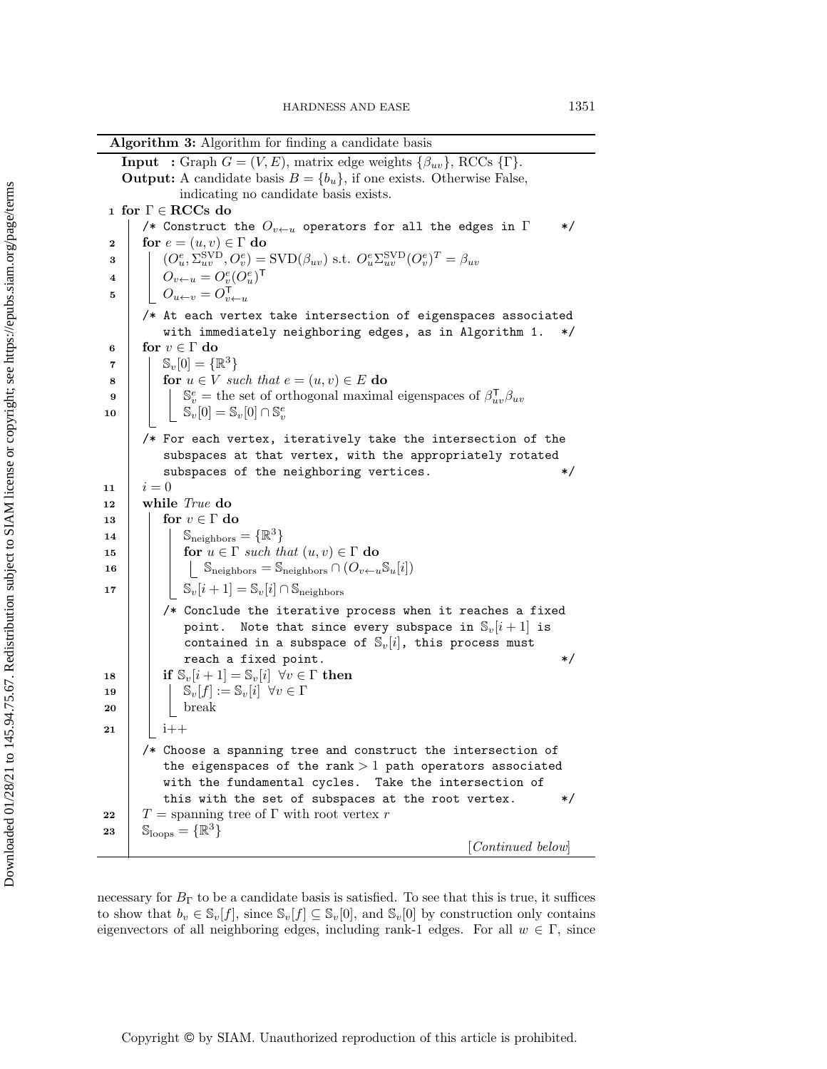**Algorithm 3:** Algorithm for finding a candidate basis

```
   Input  : Graph G = (V, E), matrix edge weights {β_uv}, RCCs {Γ}.
   Output: A candidate basis B = {b_u}, if one exists. Otherwise False,
           indicating no candidate basis exists.
1  for Γ ∈ RCCs do
       /* Construct the O_{v←u} operators for all the edges in Γ      */
2      for e = (u, v) ∈ Γ do
3          (O^e_u, Σ^SVD_uv, O^e_v) = SVD(β_uv) s.t. O^e_u Σ^SVD_uv (O^e_v)^T = β_uv
4          O_{v←u} = O^e_v (O^e_u)^T
5          O_{u←v} = O^T_{v←u}
       /* At each vertex take intersection of eigenspaces associated
          with immediately neighboring edges, as in Algorithm 1.   */
6      for v ∈ Γ do
7          S_v[0] = {R^3}
8          for u ∈ V such that e = (u, v) ∈ E do
9              S^e_v = the set of orthogonal maximal eigenspaces of β^T_uv β_uv
10             S_v[0] = S_v[0] ∩ S^e_v
       /* For each vertex, iteratively take the intersection of the
          subspaces at that vertex, with the appropriately rotated
          subspaces of the neighboring vertices.                    */
11     i = 0
12     while True do
13         for v ∈ Γ do
14             S_neighbors = {R^3}
15             for u ∈ Γ such that (u, v) ∈ Γ do
16                 S_neighbors = S_neighbors ∩ (O_{v←u} S_u[i])
17             S_v[i + 1] = S_v[i] ∩ S_neighbors
           /* Conclude the iterative process when it reaches a fixed
              point. Note that since every subspace in S_v[i + 1] is
              contained in a subspace of S_v[i], this process must
              reach a fixed point.                                  */
18         if S_v[i + 1] = S_v[i]  ∀v ∈ Γ then
19             S_v[f] := S_v[i]  ∀v ∈ Γ
20             break
21         i++
       /* Choose a spanning tree and construct the intersection of
          the eigenspaces of the rank > 1 path operators associated
          with the fundamental cycles. Take the intersection of
          this with the set of subspaces at the root vertex.        */
22     T = spanning tree of Γ with root vertex r
23     S_loops = {R^3}
                                                    [Continued below]
```

necessary for $B_\Gamma$ to be a candidate basis is satisfied. To see that this is true, it suffices to show that $b_v \in \mathbb{S}_v[f]$, since $\mathbb{S}_v[f] \subseteq \mathbb{S}_v[0]$, and $\mathbb{S}_v[0]$ by construction only contains eigenvectors of all neighboring edges, including rank-1 edges. For all $w \in \Gamma$, since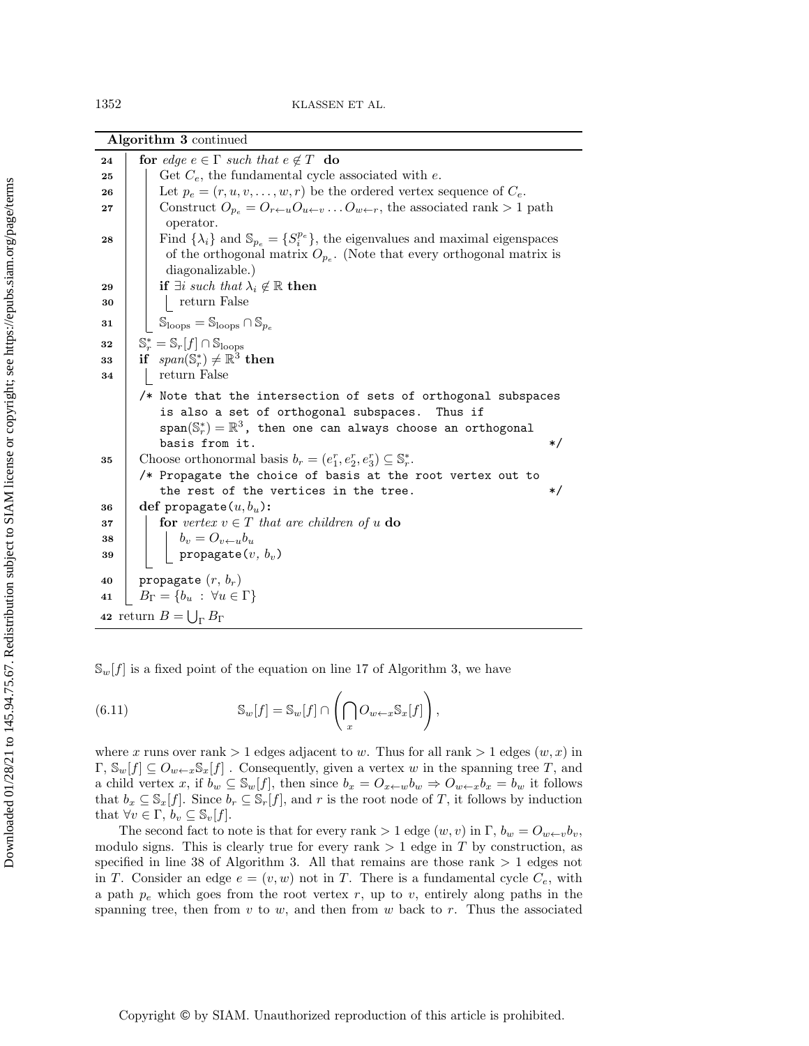**Algorithm 3** continued

```
24     for edge e ∈ Γ such that e ∉ T do
25         Get C_e, the fundamental cycle associated with e.
26         Let p_e = (r, u, v, ..., w, r) be the ordered vertex sequence of C_e.
27         Construct O_{p_e} = O_{r←u} O_{u←v} ... O_{w←r}, the associated rank > 1 path
             operator.
28         Find {λ_i} and S_{p_e} = {S_i^{p_e}}, the eigenvalues and maximal eigenspaces
             of the orthogonal matrix O_{p_e}. (Note that every orthogonal matrix is
             diagonalizable.)
29         if ∃i such that λ_i ∉ ℝ then
30             return False
31         S_loops = S_loops ∩ S_{p_e}
32     S*_r = S_r[f] ∩ S_loops
33     if span(S*_r) ≠ ℝ^3 then
34         return False
       /* Note that the intersection of sets of orthogonal subspaces
          is also a set of orthogonal subspaces. Thus if
          span(S*_r) = ℝ^3, then one can always choose an orthogonal
          basis from it.                                              */
35     Choose orthonormal basis b_r = (e_1^r, e_2^r, e_3^r) ⊆ S*_r.
       /* Propagate the choice of basis at the root vertex out to
          the rest of the vertices in the tree.                       */
36     def propagate(u, b_u):
37         for vertex v ∈ T that are children of u do
38             b_v = O_{v←u} b_u
39             propagate(v, b_v)
40     propagate (r, b_r)
41     B_Γ = {b_u : ∀u ∈ Γ}
42 return B = ⋃_Γ B_Γ
```

$\mathbb{S}_w[f]$ is a fixed point of the equation on line 17 of Algorithm 3, we have

$$\mathbb{S}_w[f] = \mathbb{S}_w[f] \cap \left( \bigcap_x O_{w \leftarrow x} \mathbb{S}_x[f] \right), \tag{6.11}$$

where $x$ runs over rank $> 1$ edges adjacent to $w$. Thus for all rank $> 1$ edges $(w, x)$ in $\Gamma$, $\mathbb{S}_w[f] \subseteq O_{w \leftarrow x}\mathbb{S}_x[f]$ . Consequently, given a vertex $w$ in the spanning tree $T$, and a child vertex $x$, if $b_w \subseteq \mathbb{S}_w[f]$, then since $b_x = O_{x \leftarrow w} b_w \Rightarrow O_{w \leftarrow x} b_x = b_w$ it follows that $b_x \subseteq \mathbb{S}_x[f]$. Since $b_r \subseteq \mathbb{S}_r[f]$, and $r$ is the root node of $T$, it follows by induction that $\forall v \in \Gamma$, $b_v \subseteq \mathbb{S}_v[f]$.

The second fact to note is that for every rank $> 1$ edge $(w, v)$ in $\Gamma$, $b_w = O_{w \leftarrow v} b_v$, modulo signs. This is clearly true for every rank $> 1$ edge in $T$ by construction, as specified in line 38 of Algorithm 3. All that remains are those rank $> 1$ edges not in $T$. Consider an edge $e = (v, w)$ not in $T$. There is a fundamental cycle $C_e$, with a path $p_e$ which goes from the root vertex $r$, up to $v$, entirely along paths in the spanning tree, then from $v$ to $w$, and then from $w$ back to $r$. Thus the associated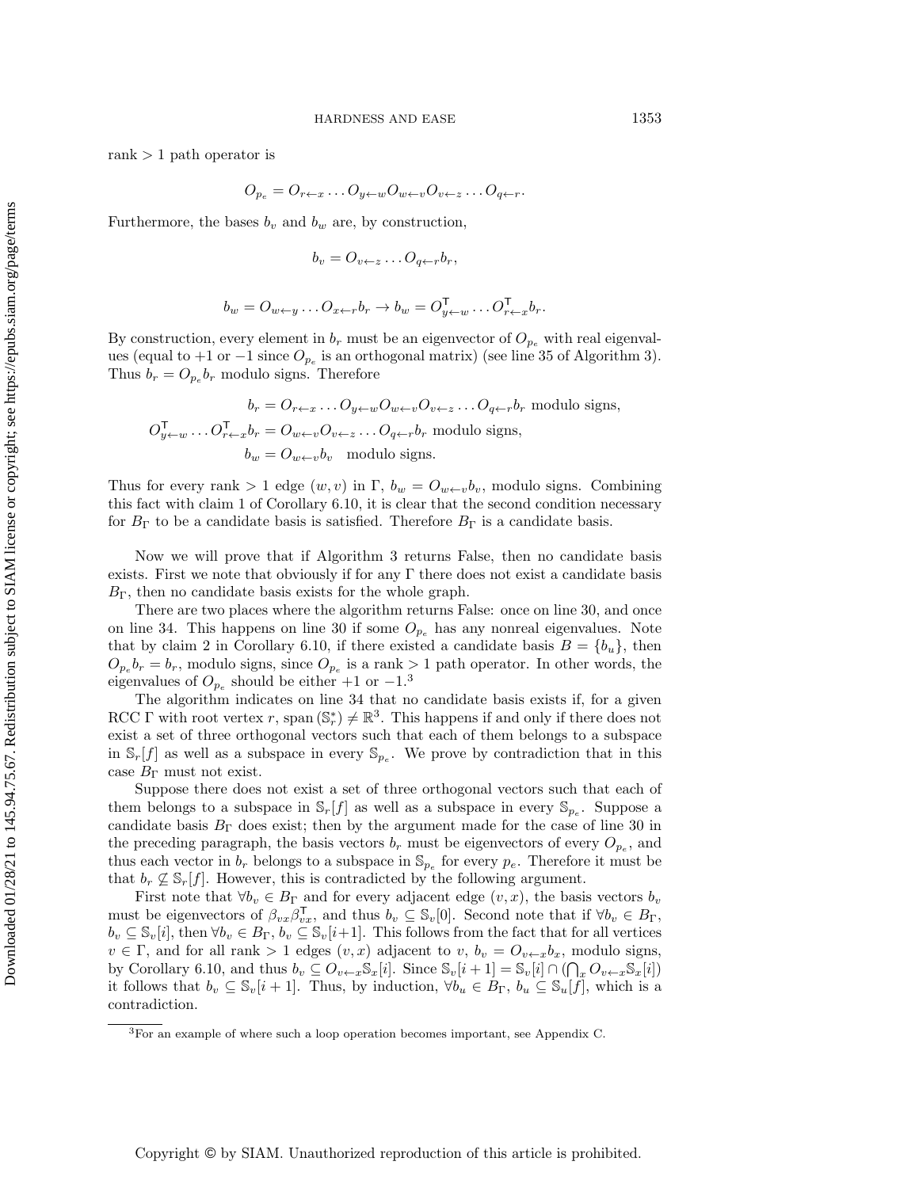rank > 1 path operator is

$$O_{p_e} = O_{r\leftarrow x} \dots O_{y\leftarrow w} O_{w\leftarrow v} O_{v\leftarrow z} \dots O_{q\leftarrow r}.$$

Furthermore, the bases $b_v$ and $b_w$ are, by construction,

$$b_v = O_{v\leftarrow z} \dots O_{q\leftarrow r} b_r,$$

$$b_w = O_{w\leftarrow y} \dots O_{x\leftarrow r} b_r \rightarrow b_w = O^{\mathsf{T}}_{y\leftarrow w} \dots O^{\mathsf{T}}_{r\leftarrow x} b_r.$$

By construction, every element in $b_r$ must be an eigenvector of $O_{p_e}$ with real eigenvalues (equal to $+1$ or $-1$ since $O_{p_e}$ is an orthogonal matrix) (see line 35 of Algorithm 3). Thus $b_r = O_{p_e} b_r$ modulo signs. Therefore

$$b_r = O_{r\leftarrow x} \dots O_{y\leftarrow w} O_{w\leftarrow v} O_{v\leftarrow z} \dots O_{q\leftarrow r} b_r \text{ modulo signs,}$$

$$O^{\mathsf{T}}_{y\leftarrow w} \dots O^{\mathsf{T}}_{r\leftarrow x} b_r = O_{w\leftarrow v} O_{v\leftarrow z} \dots O_{q\leftarrow r} b_r \text{ modulo signs,}$$

$$b_w = O_{w\leftarrow v} b_v \quad \text{modulo signs.}$$

Thus for every rank > 1 edge $(w, v)$ in $\Gamma$, $b_w = O_{w\leftarrow v} b_v$, modulo signs. Combining this fact with claim 1 of Corollary 6.10, it is clear that the second condition necessary for $B_\Gamma$ to be a candidate basis is satisfied. Therefore $B_\Gamma$ is a candidate basis.

Now we will prove that if Algorithm 3 returns False, then no candidate basis exists. First we note that obviously if for any $\Gamma$ there does not exist a candidate basis $B_\Gamma$, then no candidate basis exists for the whole graph.

There are two places where the algorithm returns False: once on line 30, and once on line 34. This happens on line 30 if some $O_{p_e}$ has any nonreal eigenvalues. Note that by claim 2 in Corollary 6.10, if there existed a candidate basis $B = \{b_u\}$, then $O_{p_e} b_r = b_r$, modulo signs, since $O_{p_e}$ is a rank > 1 path operator. In other words, the eigenvalues of $O_{p_e}$ should be either $+1$ or $-1$.[3]

The algorithm indicates on line 34 that no candidate basis exists if, for a given RCC $\Gamma$ with root vertex $r$, $\text{span}(\mathbb{S}^*_r) \neq \mathbb{R}^3$. This happens if and only if there does not exist a set of three orthogonal vectors such that each of them belongs to a subspace in $\mathbb{S}_r[f]$ as well as a subspace in every $\mathbb{S}_{p_e}$. We prove by contradiction that in this case $B_\Gamma$ must not exist.

Suppose there does not exist a set of three orthogonal vectors such that each of them belongs to a subspace in $\mathbb{S}_r[f]$ as well as a subspace in every $\mathbb{S}_{p_e}$. Suppose a candidate basis $B_\Gamma$ does exist; then by the argument made for the case of line 30 in the preceding paragraph, the basis vectors $b_r$ must be eigenvectors of every $O_{p_e}$, and thus each vector in $b_r$ belongs to a subspace in $\mathbb{S}_{p_e}$ for every $p_e$. Therefore it must be that $b_r \not\subseteq \mathbb{S}_r[f]$. However, this is contradicted by the following argument.

First note that $\forall b_v \in B_\Gamma$ and for every adjacent edge $(v, x)$, the basis vectors $b_v$ must be eigenvectors of $\beta_{vx}\beta^{\mathsf{T}}_{vx}$, and thus $b_v \subseteq \mathbb{S}_v[0]$. Second note that if $\forall b_v \in B_\Gamma$, $b_v \subseteq \mathbb{S}_v[i]$, then $\forall b_v \in B_\Gamma$, $b_v \subseteq \mathbb{S}_v[i+1]$. This follows from the fact that for all vertices $v \in \Gamma$, and for all rank > 1 edges $(v, x)$ adjacent to $v$, $b_v = O_{v\leftarrow x} b_x$, modulo signs, by Corollary 6.10, and thus $b_v \subseteq O_{v\leftarrow x}\mathbb{S}_x[i]$. Since $\mathbb{S}_v[i+1] = \mathbb{S}_v[i] \cap (\bigcap_x O_{v\leftarrow x}\mathbb{S}_x[i])$ it follows that $b_v \subseteq \mathbb{S}_v[i+1]$. Thus, by induction, $\forall b_u \in B_\Gamma$, $b_u \subseteq \mathbb{S}_u[f]$, which is a contradiction.

[3] For an example of where such a loop operation becomes important, see Appendix C.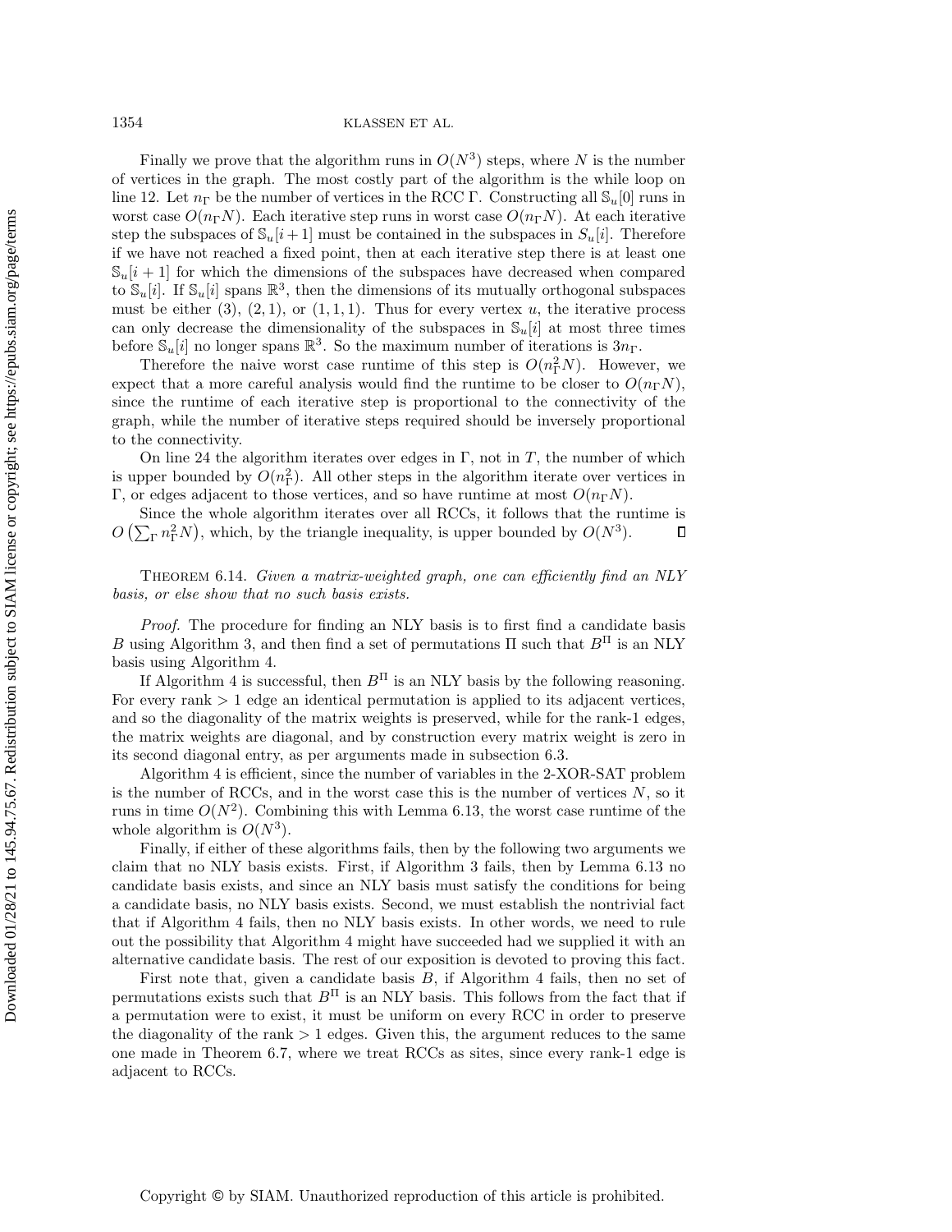Finally we prove that the algorithm runs in $O(N^3)$ steps, where $N$ is the number of vertices in the graph. The most costly part of the algorithm is the while loop on line 12. Let $n_\Gamma$ be the number of vertices in the RCC $\Gamma$. Constructing all $\mathbb{S}_u[0]$ runs in worst case $O(n_\Gamma N)$. Each iterative step runs in worst case $O(n_\Gamma N)$. At each iterative step the subspaces of $\mathbb{S}_u[i+1]$ must be contained in the subspaces in $S_u[i]$. Therefore if we have not reached a fixed point, then at each iterative step there is at least one $\mathbb{S}_u[i+1]$ for which the dimensions of the subspaces have decreased when compared to $\mathbb{S}_u[i]$. If $\mathbb{S}_u[i]$ spans $\mathbb{R}^3$, then the dimensions of its mutually orthogonal subspaces must be either (3), (2, 1), or (1, 1, 1). Thus for every vertex $u$, the iterative process can only decrease the dimensionality of the subspaces in $\mathbb{S}_u[i]$ at most three times before $\mathbb{S}_u[i]$ no longer spans $\mathbb{R}^3$. So the maximum number of iterations is $3n_\Gamma$.

Therefore the naive worst case runtime of this step is $O(n_\Gamma^2 N)$. However, we expect that a more careful analysis would find the runtime to be closer to $O(n_\Gamma N)$, since the runtime of each iterative step is proportional to the connectivity of the graph, while the number of iterative steps required should be inversely proportional to the connectivity.

On line 24 the algorithm iterates over edges in $\Gamma$, not in $T$, the number of which is upper bounded by $O(n_\Gamma^2)$. All other steps in the algorithm iterate over vertices in $\Gamma$, or edges adjacent to those vertices, and so have runtime at most $O(n_\Gamma N)$.

Since the whole algorithm iterates over all RCCs, it follows that the runtime is $O\left(\sum_\Gamma n_\Gamma^2 N\right)$, which, by the triangle inequality, is upper bounded by $O(N^3)$. ∎

Theorem 6.14. *Given a matrix-weighted graph, one can efficiently find an NLY basis, or else show that no such basis exists.*

*Proof.* The procedure for finding an NLY basis is to first find a candidate basis $B$ using Algorithm 3, and then find a set of permutations $\Pi$ such that $B^\Pi$ is an NLY basis using Algorithm 4.

If Algorithm 4 is successful, then $B^\Pi$ is an NLY basis by the following reasoning. For every rank $> 1$ edge an identical permutation is applied to its adjacent vertices, and so the diagonality of the matrix weights is preserved, while for the rank-1 edges, the matrix weights are diagonal, and by construction every matrix weight is zero in its second diagonal entry, as per arguments made in subsection 6.3.

Algorithm 4 is efficient, since the number of variables in the 2-XOR-SAT problem is the number of RCCs, and in the worst case this is the number of vertices $N$, so it runs in time $O(N^2)$. Combining this with Lemma 6.13, the worst case runtime of the whole algorithm is $O(N^3)$.

Finally, if either of these algorithms fails, then by the following two arguments we claim that no NLY basis exists. First, if Algorithm 3 fails, then by Lemma 6.13 no candidate basis exists, and since an NLY basis must satisfy the conditions for being a candidate basis, no NLY basis exists. Second, we must establish the nontrivial fact that if Algorithm 4 fails, then no NLY basis exists. In other words, we need to rule out the possibility that Algorithm 4 might have succeeded had we supplied it with an alternative candidate basis. The rest of our exposition is devoted to proving this fact.

First note that, given a candidate basis $B$, if Algorithm 4 fails, then no set of permutations exists such that $B^\Pi$ is an NLY basis. This follows from the fact that if a permutation were to exist, it must be uniform on every RCC in order to preserve the diagonality of the rank $> 1$ edges. Given this, the argument reduces to the same one made in Theorem 6.7, where we treat RCCs as sites, since every rank-1 edge is adjacent to RCCs.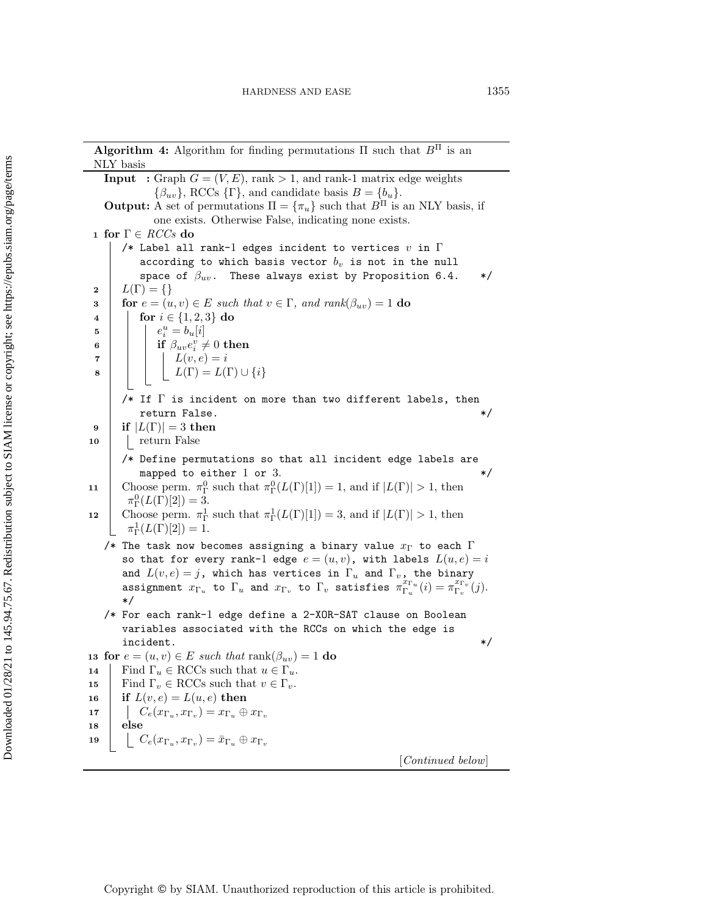**Algorithm 4:** Algorithm for finding permutations $\Pi$ such that $B^{\Pi}$ is an NLY basis

**Input :** Graph $G = (V, E)$, rank $> 1$, and rank-1 matrix edge weights $\{\beta_{uv}\}$, RCCs $\{\Gamma\}$, and candidate basis $B = \{b_u\}$.

**Output:** A set of permutations $\Pi = \{\pi_u\}$ such that $B^{\Pi}$ is an NLY basis, if one exists. Otherwise False, indicating none exists.

```
1  for Γ ∈ RCCs do
       /* Label all rank-1 edges incident to vertices v in Γ
          according to which basis vector b_v is not in the null
          space of β_uv.  These always exist by Proposition 6.4.    */
2      L(Γ) = {}
3      for e = (u,v) ∈ E such that v ∈ Γ, and rank(β_uv) = 1 do
4          for i ∈ {1,2,3} do
5              e_i^u = b_u[i]
6              if β_uv e_i^v ≠ 0 then
7                  L(v,e) = i
8                  L(Γ) = L(Γ) ∪ {i}
       /* If Γ is incident on more than two different labels, then
          return False.                                             */
9      if |L(Γ)| = 3 then
10         return False
       /* Define permutations so that all incident edge labels are
          mapped to either 1 or 3.                                  */
11     Choose perm. π_Γ^0 such that π_Γ^0(L(Γ)[1]) = 1, and if |L(Γ)| > 1, then
       π_Γ^0(L(Γ)[2]) = 3.
12     Choose perm. π_Γ^1 such that π_Γ^1(L(Γ)[1]) = 3, and if |L(Γ)| > 1, then
       π_Γ^1(L(Γ)[2]) = 1.
   /* The task now becomes assigning a binary value x_Γ to each Γ
      so that for every rank-1 edge e = (u,v), with labels L(u,e) = i
      and L(v,e) = j, which has vertices in Γ_u and Γ_v, the binary
      assignment x_{Γ_u} to Γ_u and x_{Γ_v} to Γ_v satisfies
      π_{Γ_u}^{x_{Γ_u}}(i) = π_{Γ_v}^{x_{Γ_v}}(j).
   */
   /* For each rank-1 edge define a 2-XOR-SAT clause on Boolean
      variables associated with the RCCs on which the edge is
      incident.                                                     */
13 for e = (u,v) ∈ E such that rank(β_uv) = 1 do
14     Find Γ_u ∈ RCCs such that u ∈ Γ_u.
15     Find Γ_v ∈ RCCs such that v ∈ Γ_v.
16     if L(v,e) = L(u,e) then
17         C_e(x_{Γ_u}, x_{Γ_v}) = x_{Γ_u} ⊕ x_{Γ_v}
18     else
19         C_e(x_{Γ_u}, x_{Γ_v}) = x̄_{Γ_u} ⊕ x_{Γ_v}
```

[*Continued below*]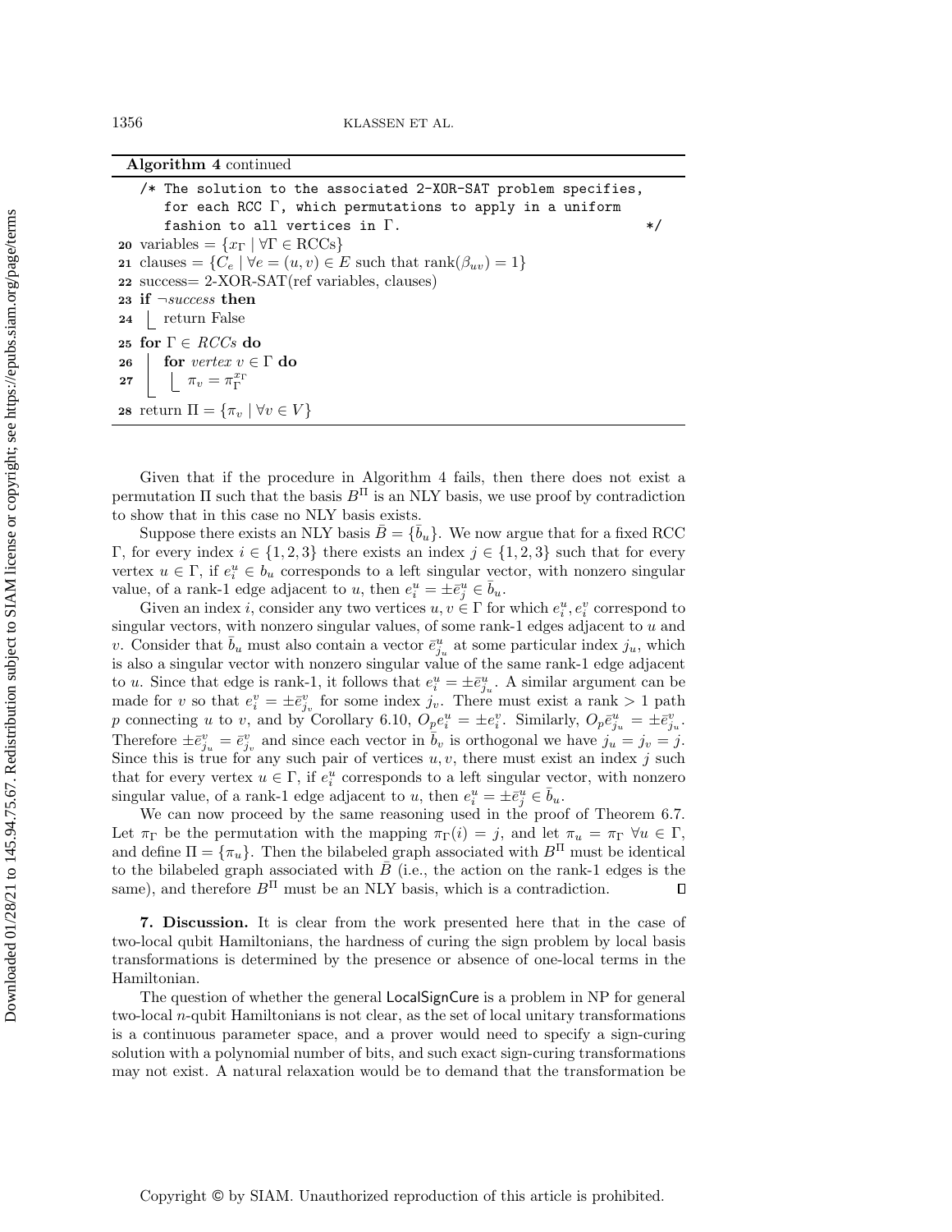**Algorithm 4** continued

```
/* The solution to the associated 2-XOR-SAT problem specifies,
   for each RCC Γ, which permutations to apply in a uniform
   fashion to all vertices in Γ.                              */
20 variables = {x_Γ | ∀Γ ∈ RCCs}
21 clauses = {C_e | ∀e = (u, v) ∈ E such that rank(β_uv) = 1}
22 success= 2-XOR-SAT(ref variables, clauses)
23 if ¬success then
24 |  return False
25 for Γ ∈ RCCs do
26 |  for vertex v ∈ Γ do
27 |  |  π_v = π_Γ^{x_Γ}
28 return Π = {π_v | ∀v ∈ V}
```

Given that if the procedure in Algorithm 4 fails, then there does not exist a permutation $\Pi$ such that the basis $B^{\Pi}$ is an NLY basis, we use proof by contradiction to show that in this case no NLY basis exists.

Suppose there exists an NLY basis $\bar{B} = \{\bar{b}_u\}$. We now argue that for a fixed RCC $\Gamma$, for every index $i \in \{1, 2, 3\}$ there exists an index $j \in \{1, 2, 3\}$ such that for every vertex $u \in \Gamma$, if $e_i^u \in b_u$ corresponds to a left singular vector, with nonzero singular value, of a rank-1 edge adjacent to $u$, then $e_i^u = \pm \bar{e}_j^u \in \bar{b}_u$.

Given an index $i$, consider any two vertices $u, v \in \Gamma$ for which $e_i^u, e_i^v$ correspond to singular vectors, with nonzero singular values, of some rank-1 edges adjacent to $u$ and $v$. Consider that $\bar{b}_u$ must also contain a vector $\bar{e}_{j_u}^u$ at some particular index $j_u$, which is also a singular vector with nonzero singular value of the same rank-1 edge adjacent to $u$. Since that edge is rank-1, it follows that $e_i^u = \pm \bar{e}_{j_u}^u$. A similar argument can be made for $v$ so that $e_i^v = \pm \bar{e}_{j_v}^v$ for some index $j_v$. There must exist a rank $> 1$ path $p$ connecting $u$ to $v$, and by Corollary 6.10, $O_p e_i^u = \pm e_i^v$. Similarly, $O_p \bar{e}_{j_u}^u = \pm \bar{e}_{j_u}^v$. Therefore $\pm \bar{e}_{j_u}^v = \bar{e}_{j_v}^v$ and since each vector in $\bar{b}_v$ is orthogonal we have $j_u = j_v = j$. Since this is true for any such pair of vertices $u, v$, there must exist an index $j$ such that for every vertex $u \in \Gamma$, if $e_i^u$ corresponds to a left singular vector, with nonzero singular value, of a rank-1 edge adjacent to $u$, then $e_i^u = \pm \bar{e}_j^u \in \bar{b}_u$.

We can now proceed by the same reasoning used in the proof of Theorem 6.7. Let $\pi_\Gamma$ be the permutation with the mapping $\pi_\Gamma(i) = j$, and let $\pi_u = \pi_\Gamma \ \forall u \in \Gamma$, and define $\Pi = \{\pi_u\}$. Then the bilabeled graph associated with $B^{\Pi}$ must be identical to the bilabeled graph associated with $\bar{B}$ (i.e., the action on the rank-1 edges is the same), and therefore $B^{\Pi}$ must be an NLY basis, which is a contradiction. ∎

## 7. Discussion.

It is clear from the work presented here that in the case of two-local qubit Hamiltonians, the hardness of curing the sign problem by local basis transformations is determined by the presence or absence of one-local terms in the Hamiltonian.

The question of whether the general LocalSignCure is a problem in NP for general two-local $n$-qubit Hamiltonians is not clear, as the set of local unitary transformations is a continuous parameter space, and a prover would need to specify a sign-curing solution with a polynomial number of bits, and such exact sign-curing transformations may not exist. A natural relaxation would be to demand that the transformation be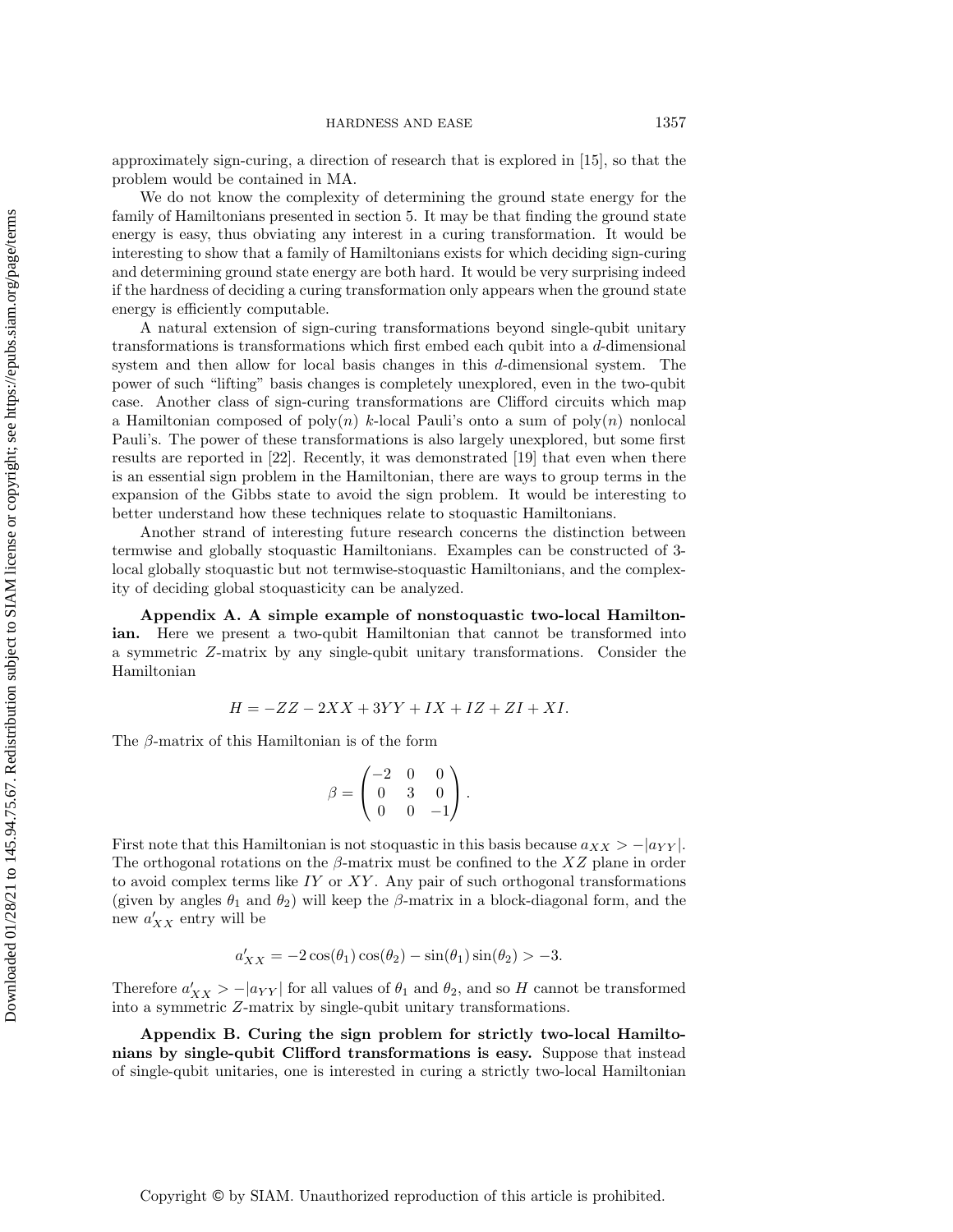approximately sign-curing, a direction of research that is explored in [15], so that the problem would be contained in MA.

We do not know the complexity of determining the ground state energy for the family of Hamiltonians presented in section 5. It may be that finding the ground state energy is easy, thus obviating any interest in a curing transformation. It would be interesting to show that a family of Hamiltonians exists for which deciding sign-curing and determining ground state energy are both hard. It would be very surprising indeed if the hardness of deciding a curing transformation only appears when the ground state energy is efficiently computable.

A natural extension of sign-curing transformations beyond single-qubit unitary transformations is transformations which first embed each qubit into a $d$-dimensional system and then allow for local basis changes in this $d$-dimensional system. The power of such "lifting" basis changes is completely unexplored, even in the two-qubit case. Another class of sign-curing transformations are Clifford circuits which map a Hamiltonian composed of $\mathrm{poly}(n)$ $k$-local Pauli's onto a sum of $\mathrm{poly}(n)$ nonlocal Pauli's. The power of these transformations is also largely unexplored, but some first results are reported in [22]. Recently, it was demonstrated [19] that even when there is an essential sign problem in the Hamiltonian, there are ways to group terms in the expansion of the Gibbs state to avoid the sign problem. It would be interesting to better understand how these techniques relate to stoquastic Hamiltonians.

Another strand of interesting future research concerns the distinction between termwise and globally stoquastic Hamiltonians. Examples can be constructed of 3-local globally stoquastic but not termwise-stoquastic Hamiltonians, and the complexity of deciding global stoquasticity can be analyzed.

**Appendix A. A simple example of nonstoquastic two-local Hamiltonian.** Here we present a two-qubit Hamiltonian that cannot be transformed into a symmetric $Z$-matrix by any single-qubit unitary transformations. Consider the Hamiltonian

$$H = -ZZ - 2XX + 3YY + IX + IZ + ZI + XI.$$

The $\beta$-matrix of this Hamiltonian is of the form

$$\beta = \begin{pmatrix} -2 & 0 & 0 \\ 0 & 3 & 0 \\ 0 & 0 & -1 \end{pmatrix}.$$

First note that this Hamiltonian is not stoquastic in this basis because $a_{XX} > -|a_{YY}|$. The orthogonal rotations on the $\beta$-matrix must be confined to the $XZ$ plane in order to avoid complex terms like $IY$ or $XY$. Any pair of such orthogonal transformations (given by angles $\theta_1$ and $\theta_2$) will keep the $\beta$-matrix in a block-diagonal form, and the new $a'_{XX}$ entry will be

$$a'_{XX} = -2\cos(\theta_1)\cos(\theta_2) - \sin(\theta_1)\sin(\theta_2) > -3.$$

Therefore $a'_{XX} > -|a_{YY}|$ for all values of $\theta_1$ and $\theta_2$, and so $H$ cannot be transformed into a symmetric $Z$-matrix by single-qubit unitary transformations.

**Appendix B. Curing the sign problem for strictly two-local Hamiltonians by single-qubit Clifford transformations is easy.** Suppose that instead of single-qubit unitaries, one is interested in curing a strictly two-local Hamiltonian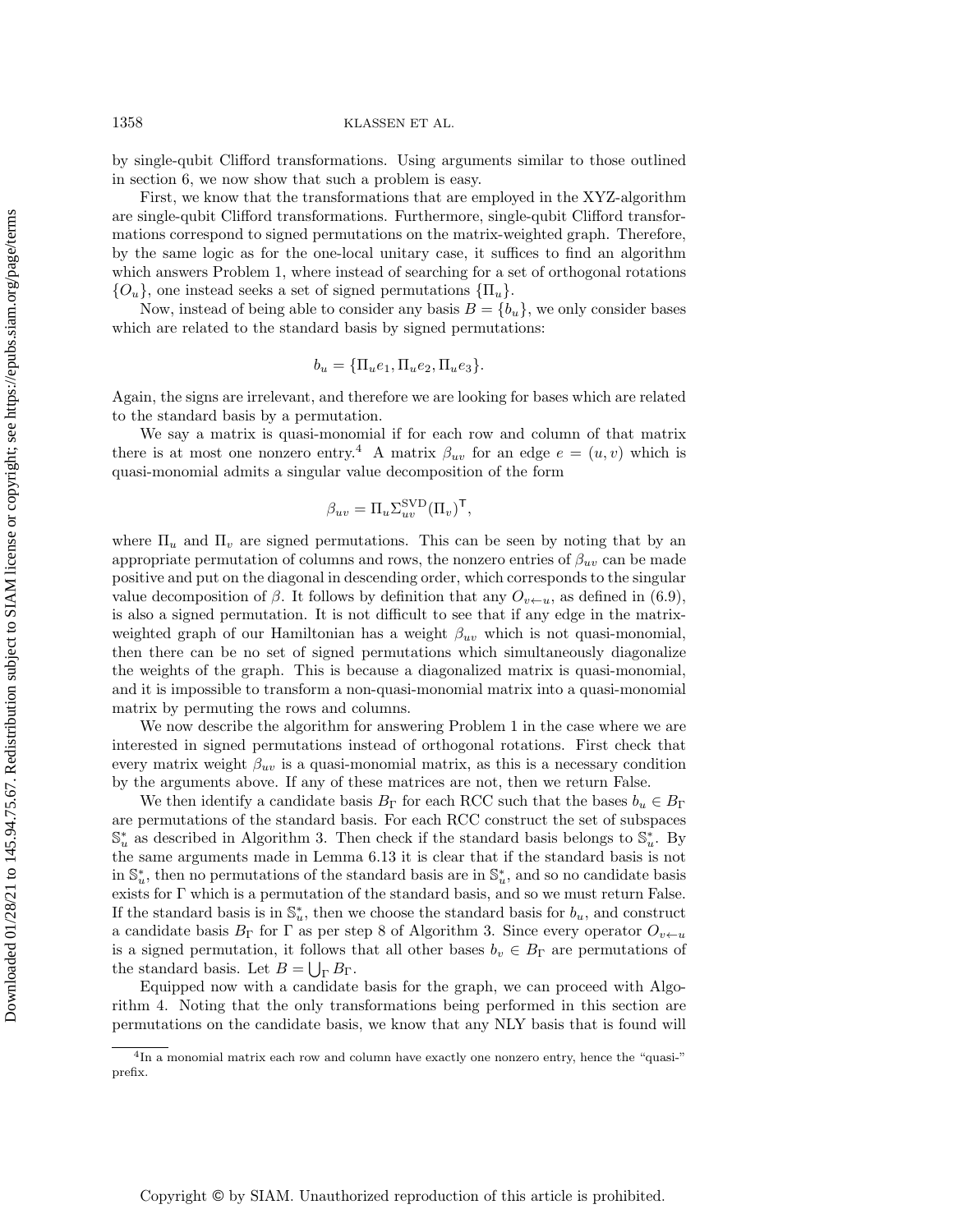by single-qubit Clifford transformations. Using arguments similar to those outlined in section 6, we now show that such a problem is easy.

First, we know that the transformations that are employed in the XYZ-algorithm are single-qubit Clifford transformations. Furthermore, single-qubit Clifford transformations correspond to signed permutations on the matrix-weighted graph. Therefore, by the same logic as for the one-local unitary case, it suffices to find an algorithm which answers Problem 1, where instead of searching for a set of orthogonal rotations $\{O_u\}$, one instead seeks a set of signed permutations $\{\Pi_u\}$.

Now, instead of being able to consider any basis $B = \{b_u\}$, we only consider bases which are related to the standard basis by signed permutations:

$$b_u = \{\Pi_u e_1, \Pi_u e_2, \Pi_u e_3\}.$$

Again, the signs are irrelevant, and therefore we are looking for bases which are related to the standard basis by a permutation.

We say a matrix is quasi-monomial if for each row and column of that matrix there is at most one nonzero entry.[4] A matrix $\beta_{uv}$ for an edge $e = (u, v)$ which is quasi-monomial admits a singular value decomposition of the form

$$\beta_{uv} = \Pi_u \Sigma_{uv}^{\mathrm{SVD}} (\Pi_v)^{\mathsf{T}},$$

where $\Pi_u$ and $\Pi_v$ are signed permutations. This can be seen by noting that by an appropriate permutation of columns and rows, the nonzero entries of $\beta_{uv}$ can be made positive and put on the diagonal in descending order, which corresponds to the singular value decomposition of $\beta$. It follows by definition that any $O_{v \leftarrow u}$, as defined in (6.9), is also a signed permutation. It is not difficult to see that if any edge in the matrix-weighted graph of our Hamiltonian has a weight $\beta_{uv}$ which is not quasi-monomial, then there can be no set of signed permutations which simultaneously diagonalize the weights of the graph. This is because a diagonalized matrix is quasi-monomial, and it is impossible to transform a non-quasi-monomial matrix into a quasi-monomial matrix by permuting the rows and columns.

We now describe the algorithm for answering Problem 1 in the case where we are interested in signed permutations instead of orthogonal rotations. First check that every matrix weight $\beta_{uv}$ is a quasi-monomial matrix, as this is a necessary condition by the arguments above. If any of these matrices are not, then we return False.

We then identify a candidate basis $B_\Gamma$ for each RCC such that the bases $b_u \in B_\Gamma$ are permutations of the standard basis. For each RCC construct the set of subspaces $\mathbb{S}_u^*$ as described in Algorithm 3. Then check if the standard basis belongs to $\mathbb{S}_u^*$. By the same arguments made in Lemma 6.13 it is clear that if the standard basis is not in $\mathbb{S}_u^*$, then no permutations of the standard basis are in $\mathbb{S}_u^*$, and so no candidate basis exists for $\Gamma$ which is a permutation of the standard basis, and so we must return False. If the standard basis is in $\mathbb{S}_u^*$, then we choose the standard basis for $b_u$, and construct a candidate basis $B_\Gamma$ for $\Gamma$ as per step 8 of Algorithm 3. Since every operator $O_{v \leftarrow u}$ is a signed permutation, it follows that all other bases $b_v \in B_\Gamma$ are permutations of the standard basis. Let $B = \bigcup_\Gamma B_\Gamma$.

Equipped now with a candidate basis for the graph, we can proceed with Algorithm 4. Noting that the only transformations being performed in this section are permutations on the candidate basis, we know that any NLY basis that is found will

[4] In a monomial matrix each row and column have exactly one nonzero entry, hence the "quasi-" prefix.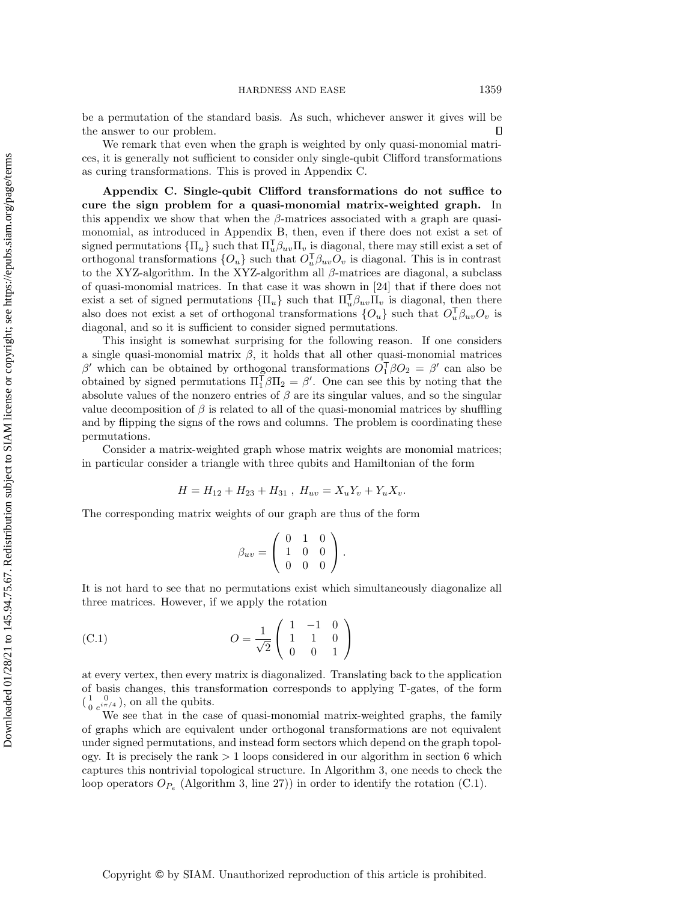be a permutation of the standard basis. As such, whichever answer it gives will be the answer to our problem. ∎

We remark that even when the graph is weighted by only quasi-monomial matrices, it is generally not sufficient to consider only single-qubit Clifford transformations as curing transformations. This is proved in Appendix C.

## Appendix C. Single-qubit Clifford transformations do not suffice to cure the sign problem for a quasi-monomial matrix-weighted graph.

In this appendix we show that when the $\beta$-matrices associated with a graph are quasi-monomial, as introduced in Appendix B, then, even if there does not exist a set of signed permutations $\{\Pi_u\}$ such that $\Pi_u^\intercal \beta_{uv} \Pi_v$ is diagonal, there may still exist a set of orthogonal transformations $\{O_u\}$ such that $O_u^\intercal \beta_{uv} O_v$ is diagonal. This is in contrast to the XYZ-algorithm. In the XYZ-algorithm all $\beta$-matrices are diagonal, a subclass of quasi-monomial matrices. In that case it was shown in [24] that if there does not exist a set of signed permutations $\{\Pi_u\}$ such that $\Pi_u^\intercal \beta_{uv} \Pi_v$ is diagonal, then there also does not exist a set of orthogonal transformations $\{O_u\}$ such that $O_u^\intercal \beta_{uv} O_v$ is diagonal, and so it is sufficient to consider signed permutations.

This insight is somewhat surprising for the following reason. If one considers a single quasi-monomial matrix $\beta$, it holds that all other quasi-monomial matrices $\beta'$ which can be obtained by orthogonal transformations $O_1^\intercal \beta O_2 = \beta'$ can also be obtained by signed permutations $\Pi_1^\intercal \beta \Pi_2 = \beta'$. One can see this by noting that the absolute values of the nonzero entries of $\beta$ are its singular values, and so the singular value decomposition of $\beta$ is related to all of the quasi-monomial matrices by shuffling and by flipping the signs of the rows and columns. The problem is coordinating these permutations.

Consider a matrix-weighted graph whose matrix weights are monomial matrices; in particular consider a triangle with three qubits and Hamiltonian of the form

$$H = H_{12} + H_{23} + H_{31}\ ,\ H_{uv} = X_u Y_v + Y_u X_v.$$

The corresponding matrix weights of our graph are thus of the form

$$\beta_{uv} = \begin{pmatrix} 0 & 1 & 0 \\ 1 & 0 & 0 \\ 0 & 0 & 0 \end{pmatrix}.$$

It is not hard to see that no permutations exist which simultaneously diagonalize all three matrices. However, if we apply the rotation

$$O = \frac{1}{\sqrt{2}} \begin{pmatrix} 1 & -1 & 0 \\ 1 & 1 & 0 \\ 0 & 0 & 1 \end{pmatrix} \tag{C.1}$$

at every vertex, then every matrix is diagonalized. Translating back to the application of basis changes, this transformation corresponds to applying T-gates, of the form $\left(\begin{smallmatrix} 1 & 0 \\ 0 & e^{i\pi/4} \end{smallmatrix}\right)$, on all the qubits.

We see that in the case of quasi-monomial matrix-weighted graphs, the family of graphs which are equivalent under orthogonal transformations are not equivalent under signed permutations, and instead form sectors which depend on the graph topology. It is precisely the rank $> 1$ loops considered in our algorithm in section 6 which captures this nontrivial topological structure. In Algorithm 3, one needs to check the loop operators $O_{P_e}$ (Algorithm 3, line 27)) in order to identify the rotation (C.1).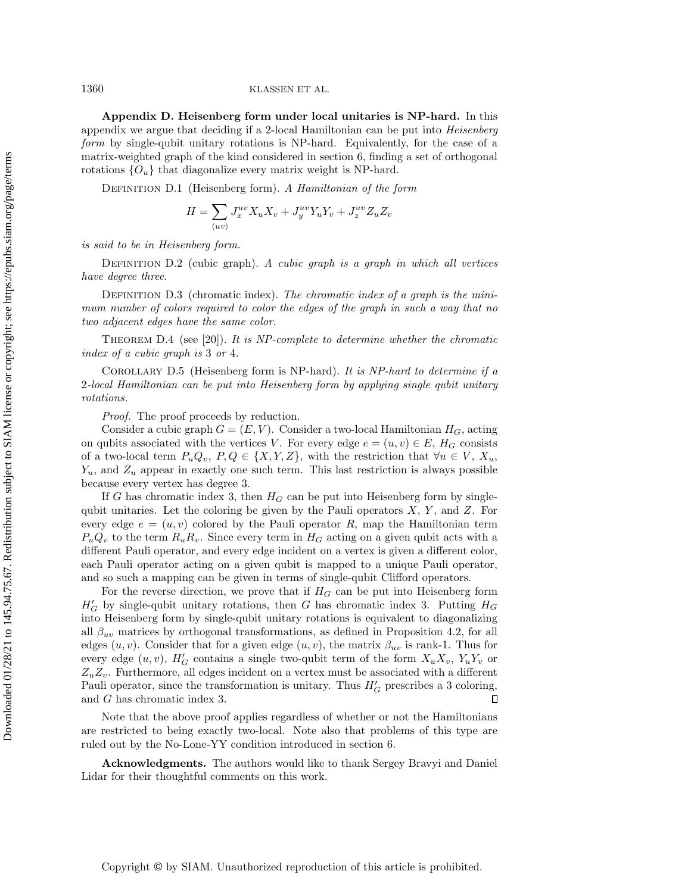**Appendix D. Heisenberg form under local unitaries is NP-hard.** In this appendix we argue that deciding if a 2-local Hamiltonian can be put into *Heisenberg form* by single-qubit unitary rotations is NP-hard. Equivalently, for the case of a matrix-weighted graph of the kind considered in section 6, finding a set of orthogonal rotations $\{O_u\}$ that diagonalize every matrix weight is NP-hard.

Definition D.1 (Heisenberg form). *A Hamiltonian of the form*

$$H = \sum_{\langle uv \rangle} J_x^{uv} X_u X_v + J_y^{uv} Y_u Y_v + J_z^{uv} Z_u Z_v$$

*is said to be in Heisenberg form.*

Definition D.2 (cubic graph). *A cubic graph is a graph in which all vertices have degree three.*

Definition D.3 (chromatic index). *The chromatic index of a graph is the minimum number of colors required to color the edges of the graph in such a way that no two adjacent edges have the same color.*

Theorem D.4 (see [20]). *It is NP-complete to determine whether the chromatic index of a cubic graph is* 3 *or* 4*.*

Corollary D.5 (Heisenberg form is NP-hard). *It is NP-hard to determine if a* 2*-local Hamiltonian can be put into Heisenberg form by applying single qubit unitary rotations.*

*Proof.* The proof proceeds by reduction.

Consider a cubic graph $G = (E, V)$. Consider a two-local Hamiltonian $H_G$, acting on qubits associated with the vertices $V$. For every edge $e = (u, v) \in E$, $H_G$ consists of a two-local term $P_u Q_v$, $P, Q \in \{X, Y, Z\}$, with the restriction that $\forall u \in V$, $X_u$, $Y_u$, and $Z_u$ appear in exactly one such term. This last restriction is always possible because every vertex has degree 3.

If $G$ has chromatic index 3, then $H_G$ can be put into Heisenberg form by single-qubit unitaries. Let the coloring be given by the Pauli operators $X$, $Y$, and $Z$. For every edge $e = (u, v)$ colored by the Pauli operator $R$, map the Hamiltonian term $P_u Q_v$ to the term $R_u R_v$. Since every term in $H_G$ acting on a given qubit acts with a different Pauli operator, and every edge incident on a vertex is given a different color, each Pauli operator acting on a given qubit is mapped to a unique Pauli operator, and so such a mapping can be given in terms of single-qubit Clifford operators.

For the reverse direction, we prove that if $H_G$ can be put into Heisenberg form $H'_G$ by single-qubit unitary rotations, then $G$ has chromatic index 3. Putting $H_G$ into Heisenberg form by single-qubit unitary rotations is equivalent to diagonalizing all $\beta_{uv}$ matrices by orthogonal transformations, as defined in Proposition 4.2, for all edges $(u, v)$. Consider that for a given edge $(u, v)$, the matrix $\beta_{uv}$ is rank-1. Thus for every edge $(u, v)$, $H'_G$ contains a single two-qubit term of the form $X_u X_v$, $Y_u Y_v$ or $Z_u Z_v$. Furthermore, all edges incident on a vertex must be associated with a different Pauli operator, since the transformation is unitary. Thus $H'_G$ prescribes a 3 coloring, and $G$ has chromatic index 3. ∎

Note that the above proof applies regardless of whether or not the Hamiltonians are restricted to being exactly two-local. Note also that problems of this type are ruled out by the No-Lone-YY condition introduced in section 6.

**Acknowledgments.** The authors would like to thank Sergey Bravyi and Daniel Lidar for their thoughtful comments on this work.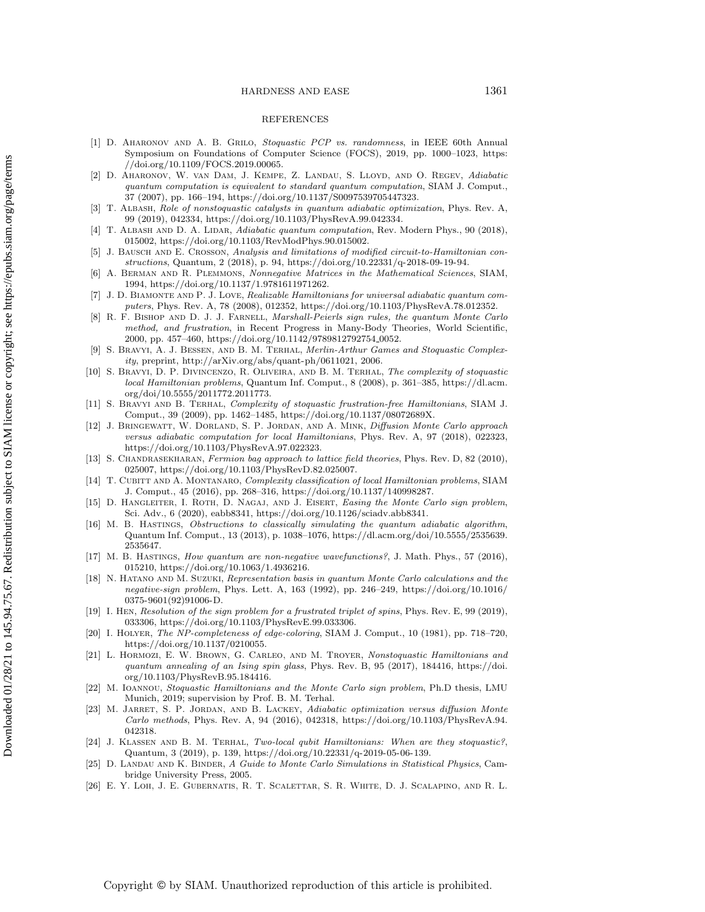## REFERENCES

[1] D. Aharonov and A. B. Grilo, *Stoquastic PCP vs. randomness*, in IEEE 60th Annual Symposium on Foundations of Computer Science (FOCS), 2019, pp. 1000–1023, https://doi.org/10.1109/FOCS.2019.00065.

[2] D. Aharonov, W. van Dam, J. Kempe, Z. Landau, S. Lloyd, and O. Regev, *Adiabatic quantum computation is equivalent to standard quantum computation*, SIAM J. Comput., 37 (2007), pp. 166–194, https://doi.org/10.1137/S0097539705447323.

[3] T. Albash, *Role of nonstoquastic catalysts in quantum adiabatic optimization*, Phys. Rev. A, 99 (2019), 042334, https://doi.org/10.1103/PhysRevA.99.042334.

[4] T. Albash and D. A. Lidar, *Adiabatic quantum computation*, Rev. Modern Phys., 90 (2018), 015002, https://doi.org/10.1103/RevModPhys.90.015002.

[5] J. Bausch and E. Crosson, *Analysis and limitations of modified circuit-to-Hamiltonian constructions*, Quantum, 2 (2018), p. 94, https://doi.org/10.22331/q-2018-09-19-94.

[6] A. Berman and R. Plemmons, *Nonnegative Matrices in the Mathematical Sciences*, SIAM, 1994, https://doi.org/10.1137/1.9781611971262.

[7] J. D. Biamonte and P. J. Love, *Realizable Hamiltonians for universal adiabatic quantum computers*, Phys. Rev. A, 78 (2008), 012352, https://doi.org/10.1103/PhysRevA.78.012352.

[8] R. F. Bishop and D. J. J. Farnell, *Marshall-Peierls sign rules, the quantum Monte Carlo method, and frustration*, in Recent Progress in Many-Body Theories, World Scientific, 2000, pp. 457–460, https://doi.org/10.1142/9789812792754_0052.

[9] S. Bravyi, A. J. Bessen, and B. M. Terhal, *Merlin-Arthur Games and Stoquastic Complexity*, preprint, http://arXiv.org/abs/quant-ph/0611021, 2006.

[10] S. Bravyi, D. P. DiVincenzo, R. Oliveira, and B. M. Terhal, *The complexity of stoquastic local Hamiltonian problems*, Quantum Inf. Comput., 8 (2008), p. 361–385, https://dl.acm.org/doi/10.5555/2011772.2011773.

[11] S. Bravyi and B. Terhal, *Complexity of stoquastic frustration-free Hamiltonians*, SIAM J. Comput., 39 (2009), pp. 1462–1485, https://doi.org/10.1137/08072689X.

[12] J. Bringewatt, W. Dorland, S. P. Jordan, and A. Mink, *Diffusion Monte Carlo approach versus adiabatic computation for local Hamiltonians*, Phys. Rev. A, 97 (2018), 022323, https://doi.org/10.1103/PhysRevA.97.022323.

[13] S. Chandrasekharan, *Fermion bag approach to lattice field theories*, Phys. Rev. D, 82 (2010), 025007, https://doi.org/10.1103/PhysRevD.82.025007.

[14] T. Cubitt and A. Montanaro, *Complexity classification of local Hamiltonian problems*, SIAM J. Comput., 45 (2016), pp. 268–316, https://doi.org/10.1137/140998287.

[15] D. Hangleiter, I. Roth, D. Nagaj, and J. Eisert, *Easing the Monte Carlo sign problem*, Sci. Adv., 6 (2020), eabb8341, https://doi.org/10.1126/sciadv.abb8341.

[16] M. B. Hastings, *Obstructions to classically simulating the quantum adiabatic algorithm*, Quantum Inf. Comput., 13 (2013), p. 1038–1076, https://dl.acm.org/doi/10.5555/2535639.2535647.

[17] M. B. Hastings, *How quantum are non-negative wavefunctions?*, J. Math. Phys., 57 (2016), 015210, https://doi.org/10.1063/1.4936216.

[18] N. Hatano and M. Suzuki, *Representation basis in quantum Monte Carlo calculations and the negative-sign problem*, Phys. Lett. A, 163 (1992), pp. 246–249, https://doi.org/10.1016/0375-9601(92)91006-D.

[19] I. Hen, *Resolution of the sign problem for a frustrated triplet of spins*, Phys. Rev. E, 99 (2019), 033306, https://doi.org/10.1103/PhysRevE.99.033306.

[20] I. Holyer, *The NP-completeness of edge-coloring*, SIAM J. Comput., 10 (1981), pp. 718–720, https://doi.org/10.1137/0210055.

[21] L. Hormozi, E. W. Brown, G. Carleo, and M. Troyer, *Nonstoquastic Hamiltonians and quantum annealing of an Ising spin glass*, Phys. Rev. B, 95 (2017), 184416, https://doi.org/10.1103/PhysRevB.95.184416.

[22] M. Ioannou, *Stoquastic Hamiltonians and the Monte Carlo sign problem*, Ph.D thesis, LMU Munich, 2019; supervision by Prof. B. M. Terhal.

[23] M. Jarret, S. P. Jordan, and B. Lackey, *Adiabatic optimization versus diffusion Monte Carlo methods*, Phys. Rev. A, 94 (2016), 042318, https://doi.org/10.1103/PhysRevA.94.042318.

[24] J. Klassen and B. M. Terhal, *Two-local qubit Hamiltonians: When are they stoquastic?*, Quantum, 3 (2019), p. 139, https://doi.org/10.22331/q-2019-05-06-139.

[25] D. Landau and K. Binder, *A Guide to Monte Carlo Simulations in Statistical Physics*, Cambridge University Press, 2005.

[26] E. Y. Loh, J. E. Gubernatis, R. T. Scalettar, S. R. White, D. J. Scalapino, and R. L.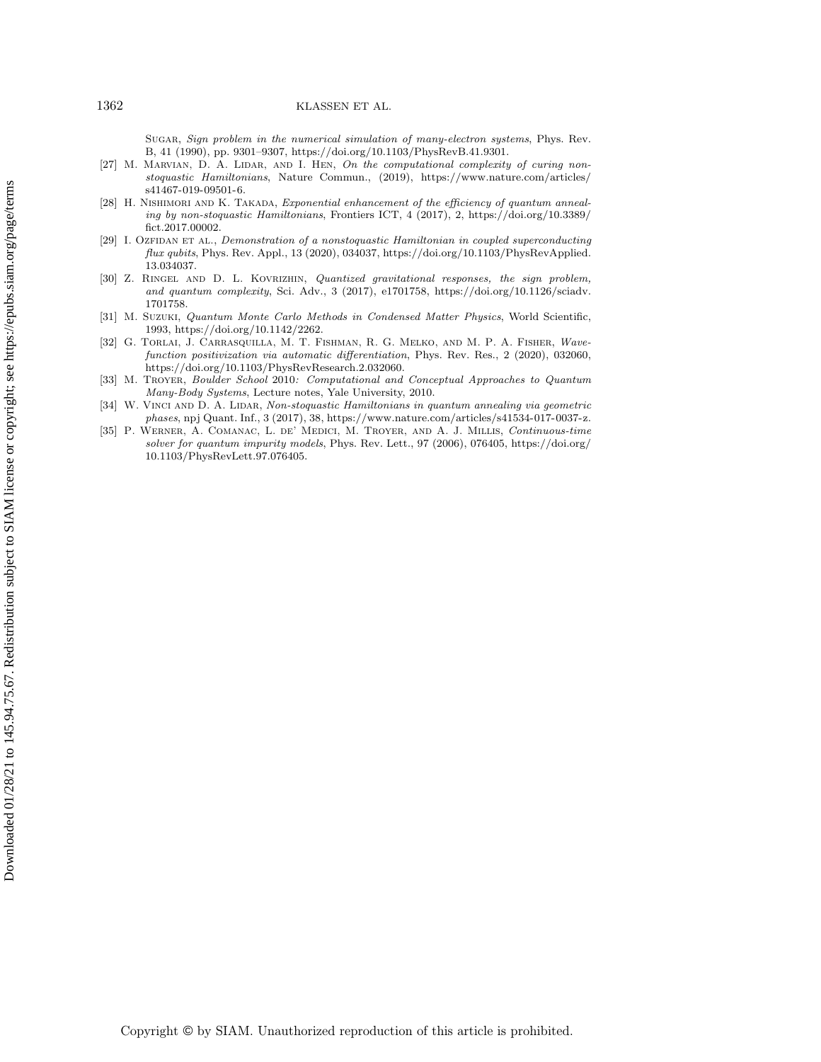Sugar, *Sign problem in the numerical simulation of many-electron systems*, Phys. Rev. B, 41 (1990), pp. 9301–9307, https://doi.org/10.1103/PhysRevB.41.9301.

[27] M. Marvian, D. A. Lidar, and I. Hen, *On the computational complexity of curing non-stoquastic Hamiltonians*, Nature Commun., (2019), https://www.nature.com/articles/s41467-019-09501-6.

[28] H. Nishimori and K. Takada, *Exponential enhancement of the efficiency of quantum annealing by non-stoquastic Hamiltonians*, Frontiers ICT, 4 (2017), 2, https://doi.org/10.3389/fict.2017.00002.

[29] I. Ozfidan et al., *Demonstration of a nonstoquastic Hamiltonian in coupled superconducting flux qubits*, Phys. Rev. Appl., 13 (2020), 034037, https://doi.org/10.1103/PhysRevApplied.13.034037.

[30] Z. Ringel and D. L. Kovrizhin, *Quantized gravitational responses, the sign problem, and quantum complexity*, Sci. Adv., 3 (2017), e1701758, https://doi.org/10.1126/sciadv.1701758.

[31] M. Suzuki, *Quantum Monte Carlo Methods in Condensed Matter Physics*, World Scientific, 1993, https://doi.org/10.1142/2262.

[32] G. Torlai, J. Carrasquilla, M. T. Fishman, R. G. Melko, and M. P. A. Fisher, *Wave-function positivization via automatic differentiation*, Phys. Rev. Res., 2 (2020), 032060, https://doi.org/10.1103/PhysRevResearch.2.032060.

[33] M. Troyer, *Boulder School* 2010*: Computational and Conceptual Approaches to Quantum Many-Body Systems*, Lecture notes, Yale University, 2010.

[34] W. Vinci and D. A. Lidar, *Non-stoquastic Hamiltonians in quantum annealing via geometric phases*, npj Quant. Inf., 3 (2017), 38, https://www.nature.com/articles/s41534-017-0037-z.

[35] P. Werner, A. Comanac, L. de' Medici, M. Troyer, and A. J. Millis, *Continuous-time solver for quantum impurity models*, Phys. Rev. Lett., 97 (2006), 076405, https://doi.org/10.1103/PhysRevLett.97.076405.